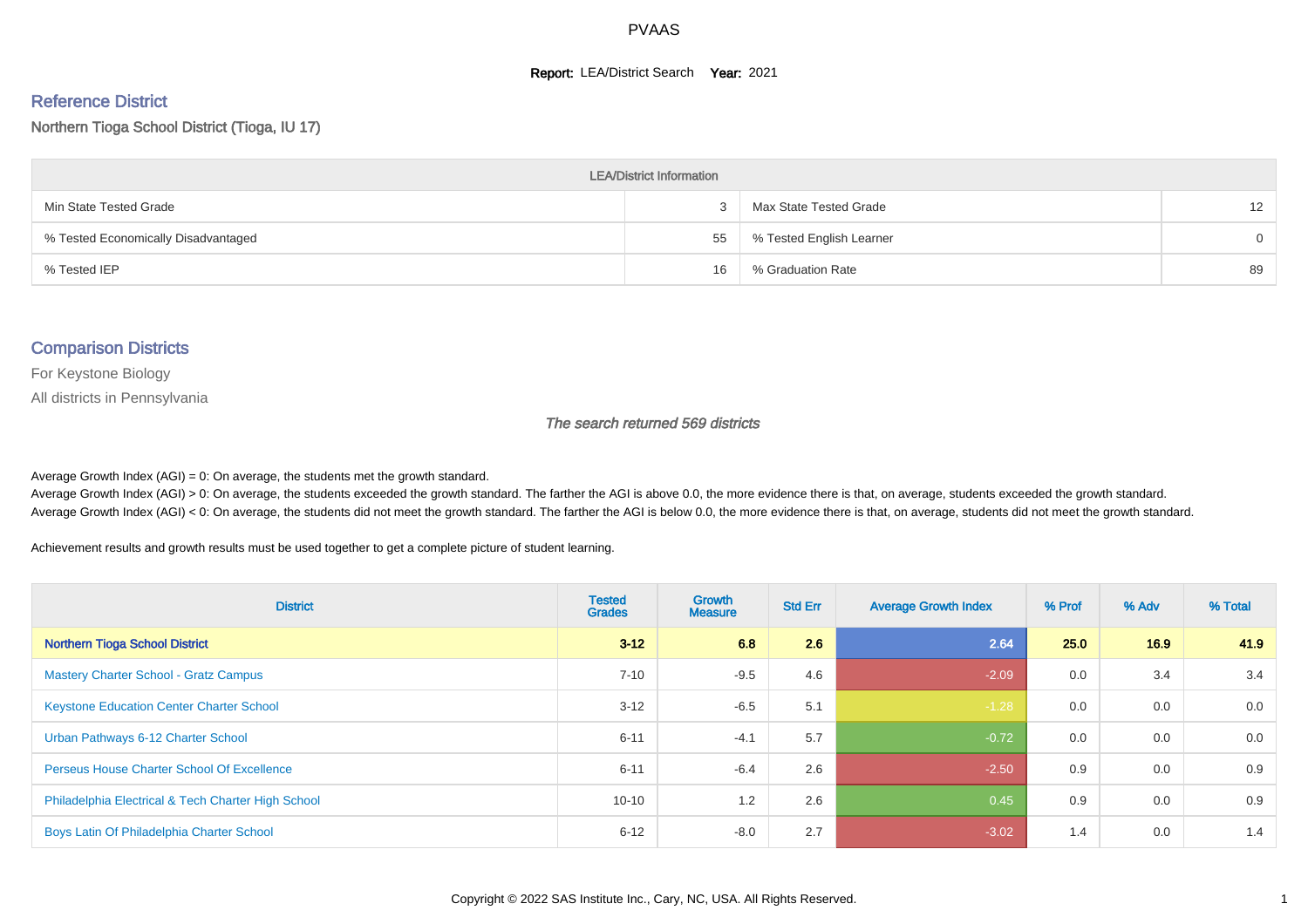PVAAS

**Report:** LEA/District Search **Year:** 2021

## Reference District

Northern Tioga School District (Tioga, IU 17)

| LEA/District Information | | | |
|---|---|---|---|
| Min State Tested Grade | 3 | Max State Tested Grade | 12 |
| % Tested Economically Disadvantaged | 55 | % Tested English Learner | 0 |
| % Tested IEP | 16 | % Graduation Rate | 89 |

## Comparison Districts

For Keystone Biology

All districts in Pennsylvania

*The search returned 569 districts*

Average Growth Index (AGI) = 0: On average, the students met the growth standard.
Average Growth Index (AGI) > 0: On average, the students exceeded the growth standard. The farther the AGI is above 0.0, the more evidence there is that, on average, students exceeded the growth standard.
Average Growth Index (AGI) < 0: On average, the students did not meet the growth standard. The farther the AGI is below 0.0, the more evidence there is that, on average, students did not meet the growth standard.

Achievement results and growth results must be used together to get a complete picture of student learning.

| District | Tested Grades | Growth Measure | Std Err | Average Growth Index | % Prof | % Adv | % Total |
|---|---|---|---|---|---|---|---|
| **Northern Tioga School District** | **3-12** | **6.8** | **2.6** | **2.64** | **25.0** | **16.9** | **41.9** |
| Mastery Charter School - Gratz Campus | 7-10 | -9.5 | 4.6 | -2.09 | 0.0 | 3.4 | 3.4 |
| Keystone Education Center Charter School | 3-12 | -6.5 | 5.1 | -1.28 | 0.0 | 0.0 | 0.0 |
| Urban Pathways 6-12 Charter School | 6-11 | -4.1 | 5.7 | -0.72 | 0.0 | 0.0 | 0.0 |
| Perseus House Charter School Of Excellence | 6-11 | -6.4 | 2.6 | -2.50 | 0.9 | 0.0 | 0.9 |
| Philadelphia Electrical & Tech Charter High School | 10-10 | 1.2 | 2.6 | 0.45 | 0.9 | 0.0 | 0.9 |
| Boys Latin Of Philadelphia Charter School | 6-12 | -8.0 | 2.7 | -3.02 | 1.4 | 0.0 | 1.4 |

Copyright © 2022 SAS Institute Inc., Cary, NC, USA. All Rights Reserved.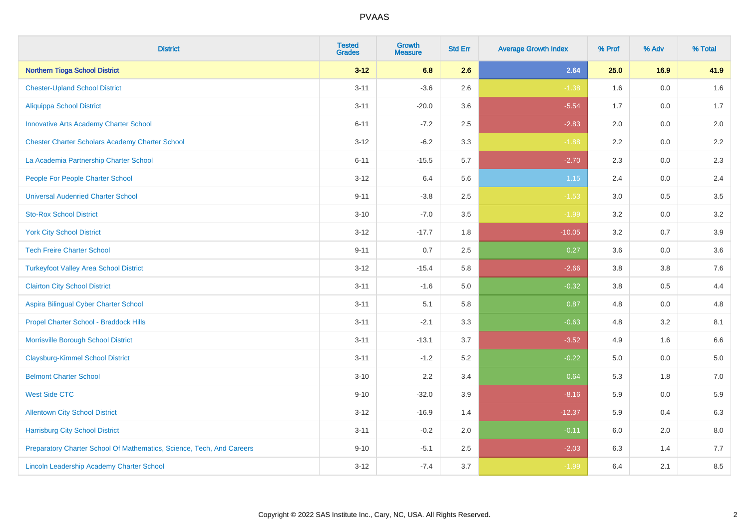# PVAAS

| District | Tested Grades | Growth Measure | Std Err | Average Growth Index | % Prof | % Adv | % Total |
|---|---|---|---|---|---|---|---|
| **Northern Tioga School District** | **3-12** | **6.8** | **2.6** | **2.64** | **25.0** | **16.9** | **41.9** |
| Chester-Upland School District | 3-11 | -3.6 | 2.6 | -1.38 | 1.6 | 0.0 | 1.6 |
| Aliquippa School District | 3-11 | -20.0 | 3.6 | -5.54 | 1.7 | 0.0 | 1.7 |
| Innovative Arts Academy Charter School | 6-11 | -7.2 | 2.5 | -2.83 | 2.0 | 0.0 | 2.0 |
| Chester Charter Scholars Academy Charter School | 3-12 | -6.2 | 3.3 | -1.88 | 2.2 | 0.0 | 2.2 |
| La Academia Partnership Charter School | 6-11 | -15.5 | 5.7 | -2.70 | 2.3 | 0.0 | 2.3 |
| People For People Charter School | 3-12 | 6.4 | 5.6 | 1.15 | 2.4 | 0.0 | 2.4 |
| Universal Audenried Charter School | 9-11 | -3.8 | 2.5 | -1.53 | 3.0 | 0.5 | 3.5 |
| Sto-Rox School District | 3-10 | -7.0 | 3.5 | -1.99 | 3.2 | 0.0 | 3.2 |
| York City School District | 3-12 | -17.7 | 1.8 | -10.05 | 3.2 | 0.7 | 3.9 |
| Tech Freire Charter School | 9-11 | 0.7 | 2.5 | 0.27 | 3.6 | 0.0 | 3.6 |
| Turkeyfoot Valley Area School District | 3-12 | -15.4 | 5.8 | -2.66 | 3.8 | 3.8 | 7.6 |
| Clairton City School District | 3-11 | -1.6 | 5.0 | -0.32 | 3.8 | 0.5 | 4.4 |
| Aspira Bilingual Cyber Charter School | 3-11 | 5.1 | 5.8 | 0.87 | 4.8 | 0.0 | 4.8 |
| Propel Charter School - Braddock Hills | 3-11 | -2.1 | 3.3 | -0.63 | 4.8 | 3.2 | 8.1 |
| Morrisville Borough School District | 3-11 | -13.1 | 3.7 | -3.52 | 4.9 | 1.6 | 6.6 |
| Claysburg-Kimmel School District | 3-11 | -1.2 | 5.2 | -0.22 | 5.0 | 0.0 | 5.0 |
| Belmont Charter School | 3-10 | 2.2 | 3.4 | 0.64 | 5.3 | 1.8 | 7.0 |
| West Side CTC | 9-10 | -32.0 | 3.9 | -8.16 | 5.9 | 0.0 | 5.9 |
| Allentown City School District | 3-12 | -16.9 | 1.4 | -12.37 | 5.9 | 0.4 | 6.3 |
| Harrisburg City School District | 3-11 | -0.2 | 2.0 | -0.11 | 6.0 | 2.0 | 8.0 |
| Preparatory Charter School Of Mathematics, Science, Tech, And Careers | 9-10 | -5.1 | 2.5 | -2.03 | 6.3 | 1.4 | 7.7 |
| Lincoln Leadership Academy Charter School | 3-12 | -7.4 | 3.7 | -1.99 | 6.4 | 2.1 | 8.5 |

Copyright © 2022 SAS Institute Inc., Cary, NC, USA. All Rights Reserved.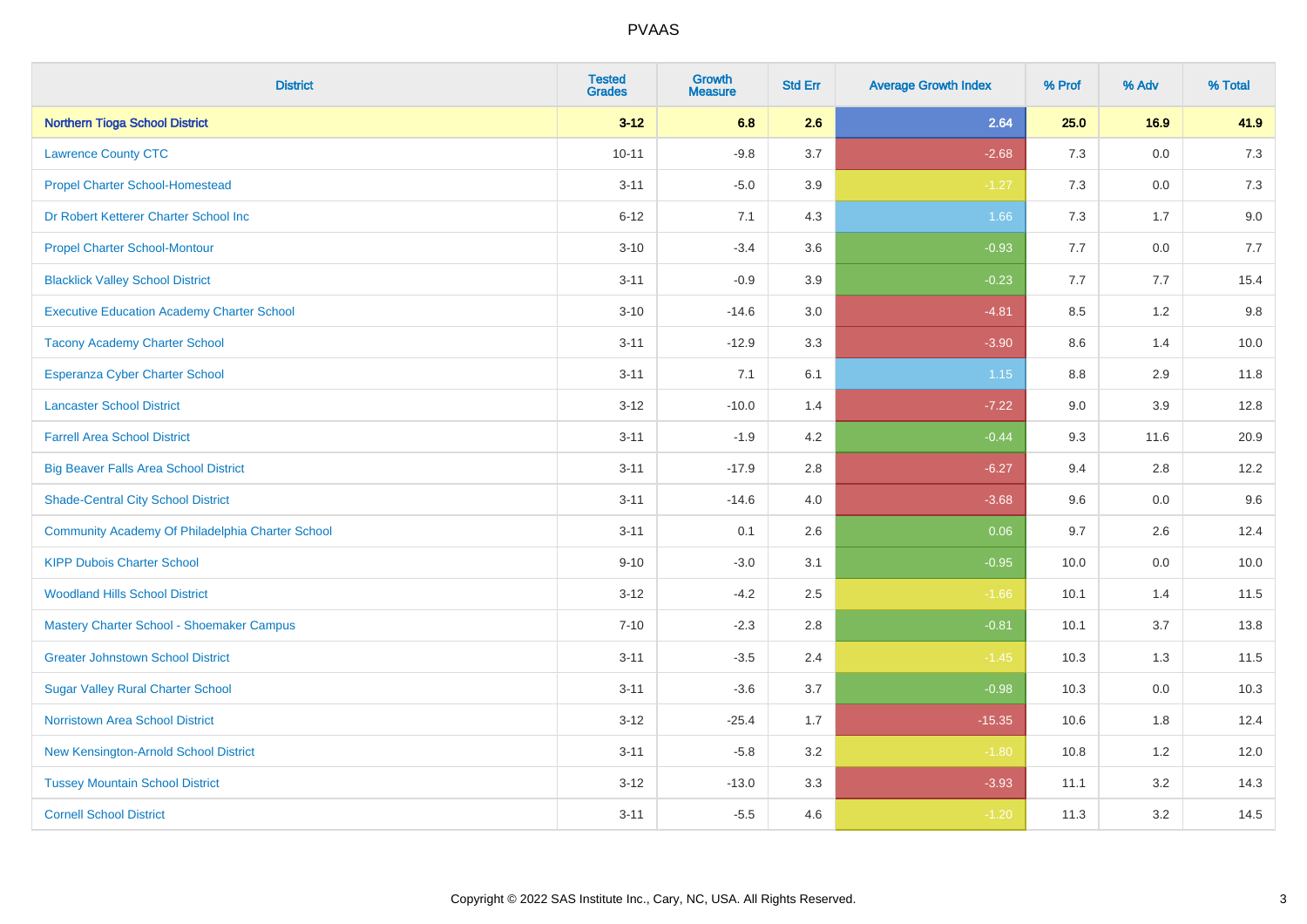| District | Tested Grades | Growth Measure | Std Err | Average Growth Index | % Prof | % Adv | % Total |
|---|---|---|---|---|---|---|---|
| **Northern Tioga School District** | **3-12** | **6.8** | **2.6** | **2.64** | **25.0** | **16.9** | **41.9** |
| Lawrence County CTC | 10-11 | -9.8 | 3.7 | -2.68 | 7.3 | 0.0 | 7.3 |
| Propel Charter School-Homestead | 3-11 | -5.0 | 3.9 | -1.27 | 7.3 | 0.0 | 7.3 |
| Dr Robert Ketterer Charter School Inc | 6-12 | 7.1 | 4.3 | 1.66 | 7.3 | 1.7 | 9.0 |
| Propel Charter School-Montour | 3-10 | -3.4 | 3.6 | -0.93 | 7.7 | 0.0 | 7.7 |
| Blacklick Valley School District | 3-11 | -0.9 | 3.9 | -0.23 | 7.7 | 7.7 | 15.4 |
| Executive Education Academy Charter School | 3-10 | -14.6 | 3.0 | -4.81 | 8.5 | 1.2 | 9.8 |
| Tacony Academy Charter School | 3-11 | -12.9 | 3.3 | -3.90 | 8.6 | 1.4 | 10.0 |
| Esperanza Cyber Charter School | 3-11 | 7.1 | 6.1 | 1.15 | 8.8 | 2.9 | 11.8 |
| Lancaster School District | 3-12 | -10.0 | 1.4 | -7.22 | 9.0 | 3.9 | 12.8 |
| Farrell Area School District | 3-11 | -1.9 | 4.2 | -0.44 | 9.3 | 11.6 | 20.9 |
| Big Beaver Falls Area School District | 3-11 | -17.9 | 2.8 | -6.27 | 9.4 | 2.8 | 12.2 |
| Shade-Central City School District | 3-11 | -14.6 | 4.0 | -3.68 | 9.6 | 0.0 | 9.6 |
| Community Academy Of Philadelphia Charter School | 3-11 | 0.1 | 2.6 | 0.06 | 9.7 | 2.6 | 12.4 |
| KIPP Dubois Charter School | 9-10 | -3.0 | 3.1 | -0.95 | 10.0 | 0.0 | 10.0 |
| Woodland Hills School District | 3-12 | -4.2 | 2.5 | -1.66 | 10.1 | 1.4 | 11.5 |
| Mastery Charter School - Shoemaker Campus | 7-10 | -2.3 | 2.8 | -0.81 | 10.1 | 3.7 | 13.8 |
| Greater Johnstown School District | 3-11 | -3.5 | 2.4 | -1.45 | 10.3 | 1.3 | 11.5 |
| Sugar Valley Rural Charter School | 3-11 | -3.6 | 3.7 | -0.98 | 10.3 | 0.0 | 10.3 |
| Norristown Area School District | 3-12 | -25.4 | 1.7 | -15.35 | 10.6 | 1.8 | 12.4 |
| New Kensington-Arnold School District | 3-11 | -5.8 | 3.2 | -1.80 | 10.8 | 1.2 | 12.0 |
| Tussey Mountain School District | 3-12 | -13.0 | 3.3 | -3.93 | 11.1 | 3.2 | 14.3 |
| Cornell School District | 3-11 | -5.5 | 4.6 | -1.20 | 11.3 | 3.2 | 14.5 |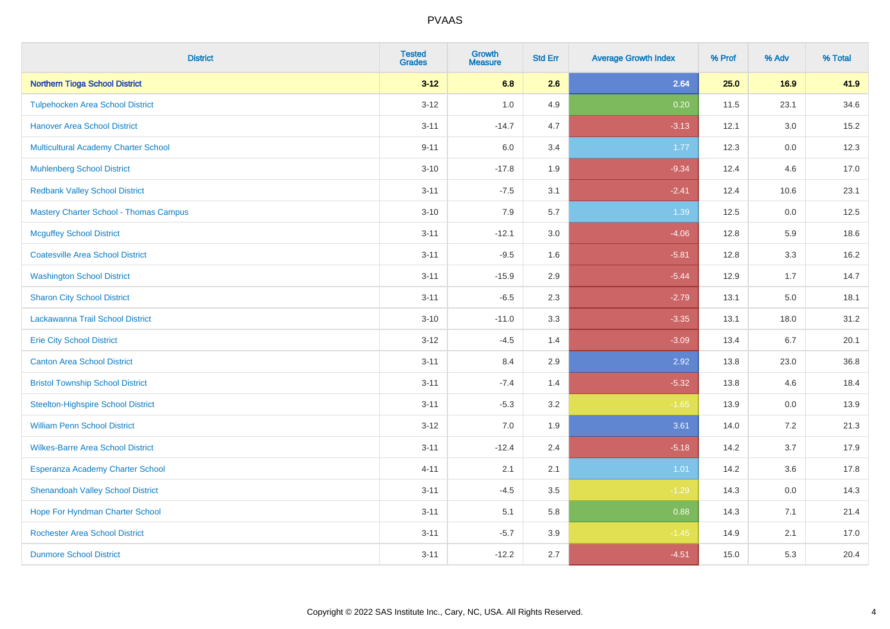# PVAAS

| District | Tested Grades | Growth Measure | Std Err | Average Growth Index | % Prof | % Adv | % Total |
|---|---|---|---|---|---|---|---|
| **Northern Tioga School District** | **3-12** | **6.8** | **2.6** | **2.64** | **25.0** | **16.9** | **41.9** |
| Tulpehocken Area School District | 3-12 | 1.0 | 4.9 | 0.20 | 11.5 | 23.1 | 34.6 |
| Hanover Area School District | 3-11 | -14.7 | 4.7 | -3.13 | 12.1 | 3.0 | 15.2 |
| Multicultural Academy Charter School | 9-11 | 6.0 | 3.4 | 1.77 | 12.3 | 0.0 | 12.3 |
| Muhlenberg School District | 3-10 | -17.8 | 1.9 | -9.34 | 12.4 | 4.6 | 17.0 |
| Redbank Valley School District | 3-11 | -7.5 | 3.1 | -2.41 | 12.4 | 10.6 | 23.1 |
| Mastery Charter School - Thomas Campus | 3-10 | 7.9 | 5.7 | 1.39 | 12.5 | 0.0 | 12.5 |
| Mcguffey School District | 3-11 | -12.1 | 3.0 | -4.06 | 12.8 | 5.9 | 18.6 |
| Coatesville Area School District | 3-11 | -9.5 | 1.6 | -5.81 | 12.8 | 3.3 | 16.2 |
| Washington School District | 3-11 | -15.9 | 2.9 | -5.44 | 12.9 | 1.7 | 14.7 |
| Sharon City School District | 3-11 | -6.5 | 2.3 | -2.79 | 13.1 | 5.0 | 18.1 |
| Lackawanna Trail School District | 3-10 | -11.0 | 3.3 | -3.35 | 13.1 | 18.0 | 31.2 |
| Erie City School District | 3-12 | -4.5 | 1.4 | -3.09 | 13.4 | 6.7 | 20.1 |
| Canton Area School District | 3-11 | 8.4 | 2.9 | 2.92 | 13.8 | 23.0 | 36.8 |
| Bristol Township School District | 3-11 | -7.4 | 1.4 | -5.32 | 13.8 | 4.6 | 18.4 |
| Steelton-Highspire School District | 3-11 | -5.3 | 3.2 | -1.65 | 13.9 | 0.0 | 13.9 |
| William Penn School District | 3-12 | 7.0 | 1.9 | 3.61 | 14.0 | 7.2 | 21.3 |
| Wilkes-Barre Area School District | 3-11 | -12.4 | 2.4 | -5.18 | 14.2 | 3.7 | 17.9 |
| Esperanza Academy Charter School | 4-11 | 2.1 | 2.1 | 1.01 | 14.2 | 3.6 | 17.8 |
| Shenandoah Valley School District | 3-11 | -4.5 | 3.5 | -1.29 | 14.3 | 0.0 | 14.3 |
| Hope For Hyndman Charter School | 3-11 | 5.1 | 5.8 | 0.88 | 14.3 | 7.1 | 21.4 |
| Rochester Area School District | 3-11 | -5.7 | 3.9 | -1.45 | 14.9 | 2.1 | 17.0 |
| Dunmore School District | 3-11 | -12.2 | 2.7 | -4.51 | 15.0 | 5.3 | 20.4 |

Copyright © 2022 SAS Institute Inc., Cary, NC, USA. All Rights Reserved.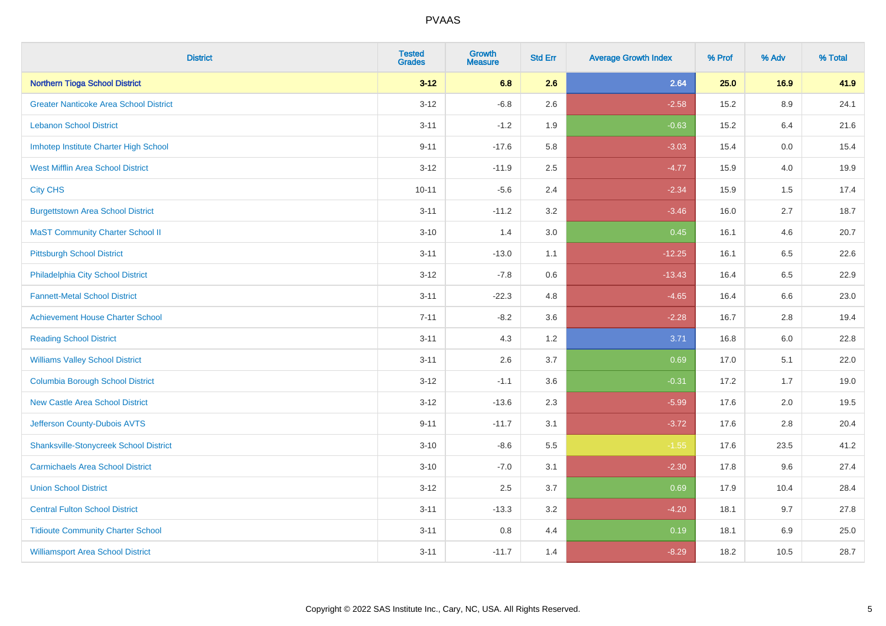# PVAAS

| District | Tested Grades | Growth Measure | Std Err | Average Growth Index | % Prof | % Adv | % Total |
|---|---|---|---|---|---|---|---|
| **Northern Tioga School District** | **3-12** | **6.8** | **2.6** | **2.64** | **25.0** | **16.9** | **41.9** |
| Greater Nanticoke Area School District | 3-12 | -6.8 | 2.6 | -2.58 | 15.2 | 8.9 | 24.1 |
| Lebanon School District | 3-11 | -1.2 | 1.9 | -0.63 | 15.2 | 6.4 | 21.6 |
| Imhotep Institute Charter High School | 9-11 | -17.6 | 5.8 | -3.03 | 15.4 | 0.0 | 15.4 |
| West Mifflin Area School District | 3-12 | -11.9 | 2.5 | -4.77 | 15.9 | 4.0 | 19.9 |
| City CHS | 10-11 | -5.6 | 2.4 | -2.34 | 15.9 | 1.5 | 17.4 |
| Burgettstown Area School District | 3-11 | -11.2 | 3.2 | -3.46 | 16.0 | 2.7 | 18.7 |
| MaST Community Charter School II | 3-10 | 1.4 | 3.0 | 0.45 | 16.1 | 4.6 | 20.7 |
| Pittsburgh School District | 3-11 | -13.0 | 1.1 | -12.25 | 16.1 | 6.5 | 22.6 |
| Philadelphia City School District | 3-12 | -7.8 | 0.6 | -13.43 | 16.4 | 6.5 | 22.9 |
| Fannett-Metal School District | 3-11 | -22.3 | 4.8 | -4.65 | 16.4 | 6.6 | 23.0 |
| Achievement House Charter School | 7-11 | -8.2 | 3.6 | -2.28 | 16.7 | 2.8 | 19.4 |
| Reading School District | 3-11 | 4.3 | 1.2 | 3.71 | 16.8 | 6.0 | 22.8 |
| Williams Valley School District | 3-11 | 2.6 | 3.7 | 0.69 | 17.0 | 5.1 | 22.0 |
| Columbia Borough School District | 3-12 | -1.1 | 3.6 | -0.31 | 17.2 | 1.7 | 19.0 |
| New Castle Area School District | 3-12 | -13.6 | 2.3 | -5.99 | 17.6 | 2.0 | 19.5 |
| Jefferson County-Dubois AVTS | 9-11 | -11.7 | 3.1 | -3.72 | 17.6 | 2.8 | 20.4 |
| Shanksville-Stonycreek School District | 3-10 | -8.6 | 5.5 | -1.55 | 17.6 | 23.5 | 41.2 |
| Carmichaels Area School District | 3-10 | -7.0 | 3.1 | -2.30 | 17.8 | 9.6 | 27.4 |
| Union School District | 3-12 | 2.5 | 3.7 | 0.69 | 17.9 | 10.4 | 28.4 |
| Central Fulton School District | 3-11 | -13.3 | 3.2 | -4.20 | 18.1 | 9.7 | 27.8 |
| Tidioute Community Charter School | 3-11 | 0.8 | 4.4 | 0.19 | 18.1 | 6.9 | 25.0 |
| Williamsport Area School District | 3-11 | -11.7 | 1.4 | -8.29 | 18.2 | 10.5 | 28.7 |

Copyright © 2022 SAS Institute Inc., Cary, NC, USA. All Rights Reserved.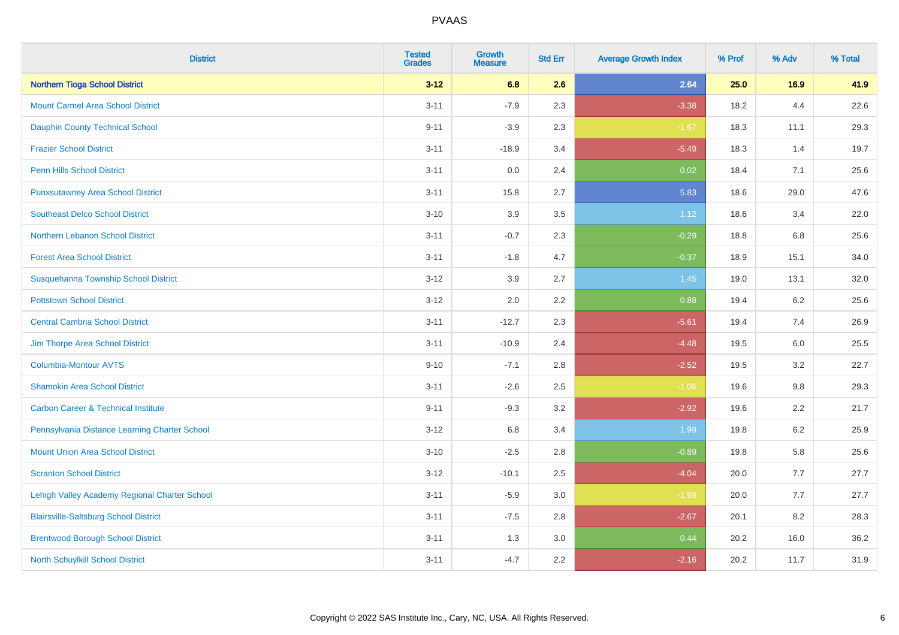| District | Tested Grades | Growth Measure | Std Err | Average Growth Index | % Prof | % Adv | % Total |
|---|---|---|---|---|---|---|---|
| **Northern Tioga School District** | **3-12** | **6.8** | **2.6** | **2.64** | **25.0** | **16.9** | **41.9** |
| Mount Carmel Area School District | 3-11 | -7.9 | 2.3 | -3.38 | 18.2 | 4.4 | 22.6 |
| Dauphin County Technical School | 9-11 | -3.9 | 2.3 | -1.67 | 18.3 | 11.1 | 29.3 |
| Frazier School District | 3-11 | -18.9 | 3.4 | -5.49 | 18.3 | 1.4 | 19.7 |
| Penn Hills School District | 3-11 | 0.0 | 2.4 | 0.02 | 18.4 | 7.1 | 25.6 |
| Punxsutawney Area School District | 3-11 | 15.8 | 2.7 | 5.83 | 18.6 | 29.0 | 47.6 |
| Southeast Delco School District | 3-10 | 3.9 | 3.5 | 1.12 | 18.6 | 3.4 | 22.0 |
| Northern Lebanon School District | 3-11 | -0.7 | 2.3 | -0.29 | 18.8 | 6.8 | 25.6 |
| Forest Area School District | 3-11 | -1.8 | 4.7 | -0.37 | 18.9 | 15.1 | 34.0 |
| Susquehanna Township School District | 3-12 | 3.9 | 2.7 | 1.45 | 19.0 | 13.1 | 32.0 |
| Pottstown School District | 3-12 | 2.0 | 2.2 | 0.88 | 19.4 | 6.2 | 25.6 |
| Central Cambria School District | 3-11 | -12.7 | 2.3 | -5.61 | 19.4 | 7.4 | 26.9 |
| Jim Thorpe Area School District | 3-11 | -10.9 | 2.4 | -4.48 | 19.5 | 6.0 | 25.5 |
| Columbia-Montour AVTS | 9-10 | -7.1 | 2.8 | -2.52 | 19.5 | 3.2 | 22.7 |
| Shamokin Area School District | 3-11 | -2.6 | 2.5 | -1.06 | 19.6 | 9.8 | 29.3 |
| Carbon Career & Technical Institute | 9-11 | -9.3 | 3.2 | -2.92 | 19.6 | 2.2 | 21.7 |
| Pennsylvania Distance Learning Charter School | 3-12 | 6.8 | 3.4 | 1.99 | 19.8 | 6.2 | 25.9 |
| Mount Union Area School District | 3-10 | -2.5 | 2.8 | -0.89 | 19.8 | 5.8 | 25.6 |
| Scranton School District | 3-12 | -10.1 | 2.5 | -4.04 | 20.0 | 7.7 | 27.7 |
| Lehigh Valley Academy Regional Charter School | 3-11 | -5.9 | 3.0 | -1.98 | 20.0 | 7.7 | 27.7 |
| Blairsville-Saltsburg School District | 3-11 | -7.5 | 2.8 | -2.67 | 20.1 | 8.2 | 28.3 |
| Brentwood Borough School District | 3-11 | 1.3 | 3.0 | 0.44 | 20.2 | 16.0 | 36.2 |
| North Schuylkill School District | 3-11 | -4.7 | 2.2 | -2.16 | 20.2 | 11.7 | 31.9 |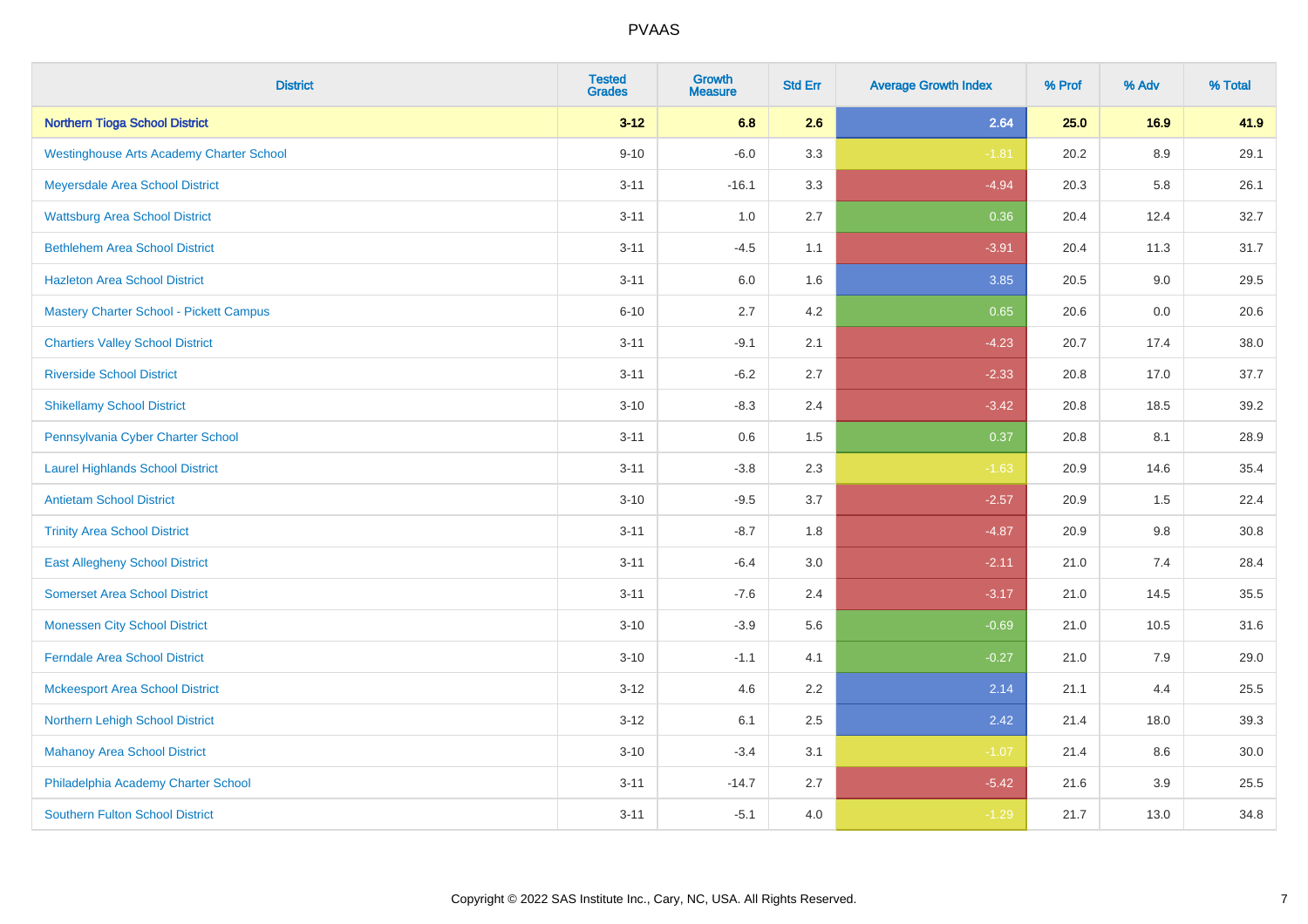PVAAS

| District | Tested Grades | Growth Measure | Std Err | Average Growth Index | % Prof | % Adv | % Total |
|---|---|---|---|---|---|---|---|
| **Northern Tioga School District** | **3-12** | **6.8** | **2.6** | **2.64** | **25.0** | **16.9** | **41.9** |
| Westinghouse Arts Academy Charter School | 9-10 | -6.0 | 3.3 | -1.81 | 20.2 | 8.9 | 29.1 |
| Meyersdale Area School District | 3-11 | -16.1 | 3.3 | -4.94 | 20.3 | 5.8 | 26.1 |
| Wattsburg Area School District | 3-11 | 1.0 | 2.7 | 0.36 | 20.4 | 12.4 | 32.7 |
| Bethlehem Area School District | 3-11 | -4.5 | 1.1 | -3.91 | 20.4 | 11.3 | 31.7 |
| Hazleton Area School District | 3-11 | 6.0 | 1.6 | 3.85 | 20.5 | 9.0 | 29.5 |
| Mastery Charter School - Pickett Campus | 6-10 | 2.7 | 4.2 | 0.65 | 20.6 | 0.0 | 20.6 |
| Chartiers Valley School District | 3-11 | -9.1 | 2.1 | -4.23 | 20.7 | 17.4 | 38.0 |
| Riverside School District | 3-11 | -6.2 | 2.7 | -2.33 | 20.8 | 17.0 | 37.7 |
| Shikellamy School District | 3-10 | -8.3 | 2.4 | -3.42 | 20.8 | 18.5 | 39.2 |
| Pennsylvania Cyber Charter School | 3-11 | 0.6 | 1.5 | 0.37 | 20.8 | 8.1 | 28.9 |
| Laurel Highlands School District | 3-11 | -3.8 | 2.3 | -1.63 | 20.9 | 14.6 | 35.4 |
| Antietam School District | 3-10 | -9.5 | 3.7 | -2.57 | 20.9 | 1.5 | 22.4 |
| Trinity Area School District | 3-11 | -8.7 | 1.8 | -4.87 | 20.9 | 9.8 | 30.8 |
| East Allegheny School District | 3-11 | -6.4 | 3.0 | -2.11 | 21.0 | 7.4 | 28.4 |
| Somerset Area School District | 3-11 | -7.6 | 2.4 | -3.17 | 21.0 | 14.5 | 35.5 |
| Monessen City School District | 3-10 | -3.9 | 5.6 | -0.69 | 21.0 | 10.5 | 31.6 |
| Ferndale Area School District | 3-10 | -1.1 | 4.1 | -0.27 | 21.0 | 7.9 | 29.0 |
| Mckeesport Area School District | 3-12 | 4.6 | 2.2 | 2.14 | 21.1 | 4.4 | 25.5 |
| Northern Lehigh School District | 3-12 | 6.1 | 2.5 | 2.42 | 21.4 | 18.0 | 39.3 |
| Mahanoy Area School District | 3-10 | -3.4 | 3.1 | -1.07 | 21.4 | 8.6 | 30.0 |
| Philadelphia Academy Charter School | 3-11 | -14.7 | 2.7 | -5.42 | 21.6 | 3.9 | 25.5 |
| Southern Fulton School District | 3-11 | -5.1 | 4.0 | -1.29 | 21.7 | 13.0 | 34.8 |

Copyright © 2022 SAS Institute Inc., Cary, NC, USA. All Rights Reserved.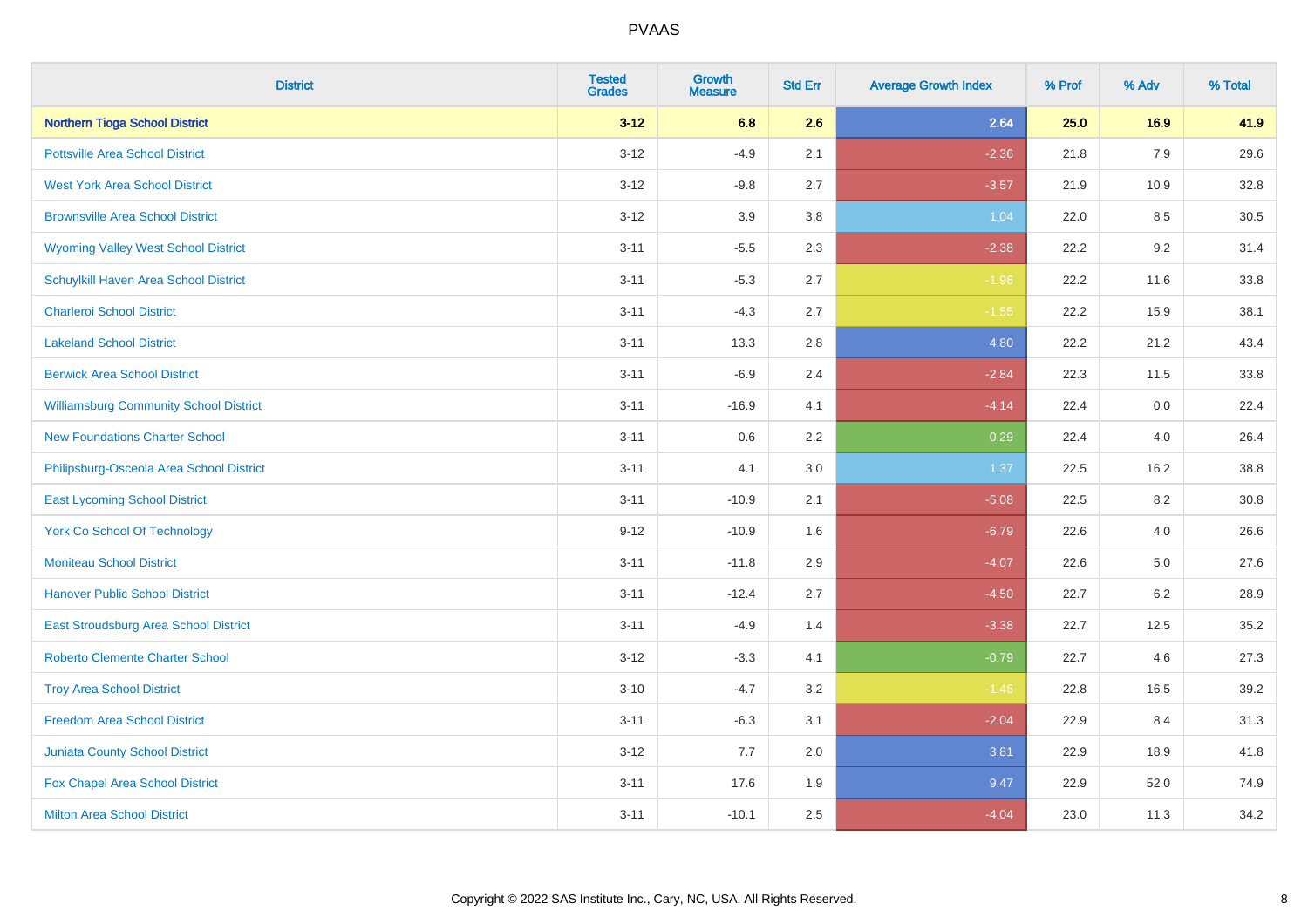# PVAAS

| District | Tested Grades | Growth Measure | Std Err | Average Growth Index | % Prof | % Adv | % Total |
|---|---|---|---|---|---|---|---|
| **Northern Tioga School District** | **3-12** | **6.8** | **2.6** | **2.64** | **25.0** | **16.9** | **41.9** |
| Pottsville Area School District | 3-12 | -4.9 | 2.1 | -2.36 | 21.8 | 7.9 | 29.6 |
| West York Area School District | 3-12 | -9.8 | 2.7 | -3.57 | 21.9 | 10.9 | 32.8 |
| Brownsville Area School District | 3-12 | 3.9 | 3.8 | 1.04 | 22.0 | 8.5 | 30.5 |
| Wyoming Valley West School District | 3-11 | -5.5 | 2.3 | -2.38 | 22.2 | 9.2 | 31.4 |
| Schuylkill Haven Area School District | 3-11 | -5.3 | 2.7 | -1.96 | 22.2 | 11.6 | 33.8 |
| Charleroi School District | 3-11 | -4.3 | 2.7 | -1.55 | 22.2 | 15.9 | 38.1 |
| Lakeland School District | 3-11 | 13.3 | 2.8 | 4.80 | 22.2 | 21.2 | 43.4 |
| Berwick Area School District | 3-11 | -6.9 | 2.4 | -2.84 | 22.3 | 11.5 | 33.8 |
| Williamsburg Community School District | 3-11 | -16.9 | 4.1 | -4.14 | 22.4 | 0.0 | 22.4 |
| New Foundations Charter School | 3-11 | 0.6 | 2.2 | 0.29 | 22.4 | 4.0 | 26.4 |
| Philipsburg-Osceola Area School District | 3-11 | 4.1 | 3.0 | 1.37 | 22.5 | 16.2 | 38.8 |
| East Lycoming School District | 3-11 | -10.9 | 2.1 | -5.08 | 22.5 | 8.2 | 30.8 |
| York Co School Of Technology | 9-12 | -10.9 | 1.6 | -6.79 | 22.6 | 4.0 | 26.6 |
| Moniteau School District | 3-11 | -11.8 | 2.9 | -4.07 | 22.6 | 5.0 | 27.6 |
| Hanover Public School District | 3-11 | -12.4 | 2.7 | -4.50 | 22.7 | 6.2 | 28.9 |
| East Stroudsburg Area School District | 3-11 | -4.9 | 1.4 | -3.38 | 22.7 | 12.5 | 35.2 |
| Roberto Clemente Charter School | 3-12 | -3.3 | 4.1 | -0.79 | 22.7 | 4.6 | 27.3 |
| Troy Area School District | 3-10 | -4.7 | 3.2 | -1.46 | 22.8 | 16.5 | 39.2 |
| Freedom Area School District | 3-11 | -6.3 | 3.1 | -2.04 | 22.9 | 8.4 | 31.3 |
| Juniata County School District | 3-12 | 7.7 | 2.0 | 3.81 | 22.9 | 18.9 | 41.8 |
| Fox Chapel Area School District | 3-11 | 17.6 | 1.9 | 9.47 | 22.9 | 52.0 | 74.9 |
| Milton Area School District | 3-11 | -10.1 | 2.5 | -4.04 | 23.0 | 11.3 | 34.2 |

Copyright © 2022 SAS Institute Inc., Cary, NC, USA. All Rights Reserved.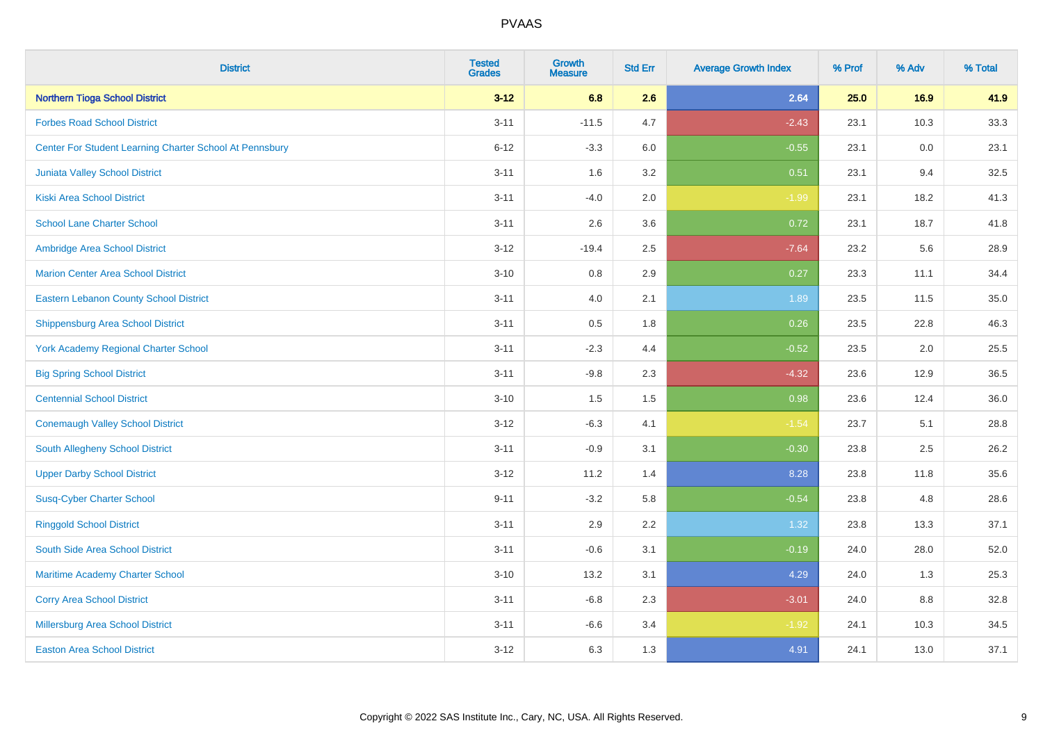# PVAAS

| District | Tested Grades | Growth Measure | Std Err | Average Growth Index | % Prof | % Adv | % Total |
|---|---|---|---|---|---|---|---|
| **Northern Tioga School District** | **3-12** | **6.8** | **2.6** | **2.64** | **25.0** | **16.9** | **41.9** |
| Forbes Road School District | 3-11 | -11.5 | 4.7 | -2.43 | 23.1 | 10.3 | 33.3 |
| Center For Student Learning Charter School At Pennsbury | 6-12 | -3.3 | 6.0 | -0.55 | 23.1 | 0.0 | 23.1 |
| Juniata Valley School District | 3-11 | 1.6 | 3.2 | 0.51 | 23.1 | 9.4 | 32.5 |
| Kiski Area School District | 3-11 | -4.0 | 2.0 | -1.99 | 23.1 | 18.2 | 41.3 |
| School Lane Charter School | 3-11 | 2.6 | 3.6 | 0.72 | 23.1 | 18.7 | 41.8 |
| Ambridge Area School District | 3-12 | -19.4 | 2.5 | -7.64 | 23.2 | 5.6 | 28.9 |
| Marion Center Area School District | 3-10 | 0.8 | 2.9 | 0.27 | 23.3 | 11.1 | 34.4 |
| Eastern Lebanon County School District | 3-11 | 4.0 | 2.1 | 1.89 | 23.5 | 11.5 | 35.0 |
| Shippensburg Area School District | 3-11 | 0.5 | 1.8 | 0.26 | 23.5 | 22.8 | 46.3 |
| York Academy Regional Charter School | 3-11 | -2.3 | 4.4 | -0.52 | 23.5 | 2.0 | 25.5 |
| Big Spring School District | 3-11 | -9.8 | 2.3 | -4.32 | 23.6 | 12.9 | 36.5 |
| Centennial School District | 3-10 | 1.5 | 1.5 | 0.98 | 23.6 | 12.4 | 36.0 |
| Conemaugh Valley School District | 3-12 | -6.3 | 4.1 | -1.54 | 23.7 | 5.1 | 28.8 |
| South Allegheny School District | 3-11 | -0.9 | 3.1 | -0.30 | 23.8 | 2.5 | 26.2 |
| Upper Darby School District | 3-12 | 11.2 | 1.4 | 8.28 | 23.8 | 11.8 | 35.6 |
| Susq-Cyber Charter School | 9-11 | -3.2 | 5.8 | -0.54 | 23.8 | 4.8 | 28.6 |
| Ringgold School District | 3-11 | 2.9 | 2.2 | 1.32 | 23.8 | 13.3 | 37.1 |
| South Side Area School District | 3-11 | -0.6 | 3.1 | -0.19 | 24.0 | 28.0 | 52.0 |
| Maritime Academy Charter School | 3-10 | 13.2 | 3.1 | 4.29 | 24.0 | 1.3 | 25.3 |
| Corry Area School District | 3-11 | -6.8 | 2.3 | -3.01 | 24.0 | 8.8 | 32.8 |
| Millersburg Area School District | 3-11 | -6.6 | 3.4 | -1.92 | 24.1 | 10.3 | 34.5 |
| Easton Area School District | 3-12 | 6.3 | 1.3 | 4.91 | 24.1 | 13.0 | 37.1 |

Copyright © 2022 SAS Institute Inc., Cary, NC, USA. All Rights Reserved.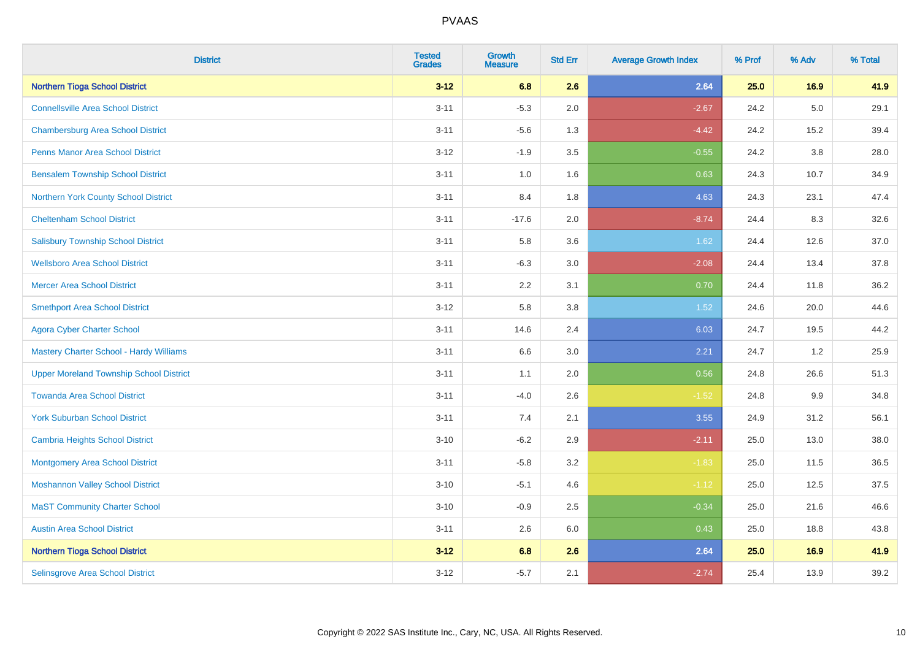| District | Tested Grades | Growth Measure | Std Err | Average Growth Index | % Prof | % Adv | % Total |
|---|---|---|---|---|---|---|---|
| **Northern Tioga School District** | **3-12** | **6.8** | **2.6** | **2.64** | **25.0** | **16.9** | **41.9** |
| Connellsville Area School District | 3-11 | -5.3 | 2.0 | -2.67 | 24.2 | 5.0 | 29.1 |
| Chambersburg Area School District | 3-11 | -5.6 | 1.3 | -4.42 | 24.2 | 15.2 | 39.4 |
| Penns Manor Area School District | 3-12 | -1.9 | 3.5 | -0.55 | 24.2 | 3.8 | 28.0 |
| Bensalem Township School District | 3-11 | 1.0 | 1.6 | 0.63 | 24.3 | 10.7 | 34.9 |
| Northern York County School District | 3-11 | 8.4 | 1.8 | 4.63 | 24.3 | 23.1 | 47.4 |
| Cheltenham School District | 3-11 | -17.6 | 2.0 | -8.74 | 24.4 | 8.3 | 32.6 |
| Salisbury Township School District | 3-11 | 5.8 | 3.6 | 1.62 | 24.4 | 12.6 | 37.0 |
| Wellsboro Area School District | 3-11 | -6.3 | 3.0 | -2.08 | 24.4 | 13.4 | 37.8 |
| Mercer Area School District | 3-11 | 2.2 | 3.1 | 0.70 | 24.4 | 11.8 | 36.2 |
| Smethport Area School District | 3-12 | 5.8 | 3.8 | 1.52 | 24.6 | 20.0 | 44.6 |
| Agora Cyber Charter School | 3-11 | 14.6 | 2.4 | 6.03 | 24.7 | 19.5 | 44.2 |
| Mastery Charter School - Hardy Williams | 3-11 | 6.6 | 3.0 | 2.21 | 24.7 | 1.2 | 25.9 |
| Upper Moreland Township School District | 3-11 | 1.1 | 2.0 | 0.56 | 24.8 | 26.6 | 51.3 |
| Towanda Area School District | 3-11 | -4.0 | 2.6 | -1.52 | 24.8 | 9.9 | 34.8 |
| York Suburban School District | 3-11 | 7.4 | 2.1 | 3.55 | 24.9 | 31.2 | 56.1 |
| Cambria Heights School District | 3-10 | -6.2 | 2.9 | -2.11 | 25.0 | 13.0 | 38.0 |
| Montgomery Area School District | 3-11 | -5.8 | 3.2 | -1.83 | 25.0 | 11.5 | 36.5 |
| Moshannon Valley School District | 3-10 | -5.1 | 4.6 | -1.12 | 25.0 | 12.5 | 37.5 |
| MaST Community Charter School | 3-10 | -0.9 | 2.5 | -0.34 | 25.0 | 21.6 | 46.6 |
| Austin Area School District | 3-11 | 2.6 | 6.0 | 0.43 | 25.0 | 18.8 | 43.8 |
| **Northern Tioga School District** | **3-12** | **6.8** | **2.6** | **2.64** | **25.0** | **16.9** | **41.9** |
| Selinsgrove Area School District | 3-12 | -5.7 | 2.1 | -2.74 | 25.4 | 13.9 | 39.2 |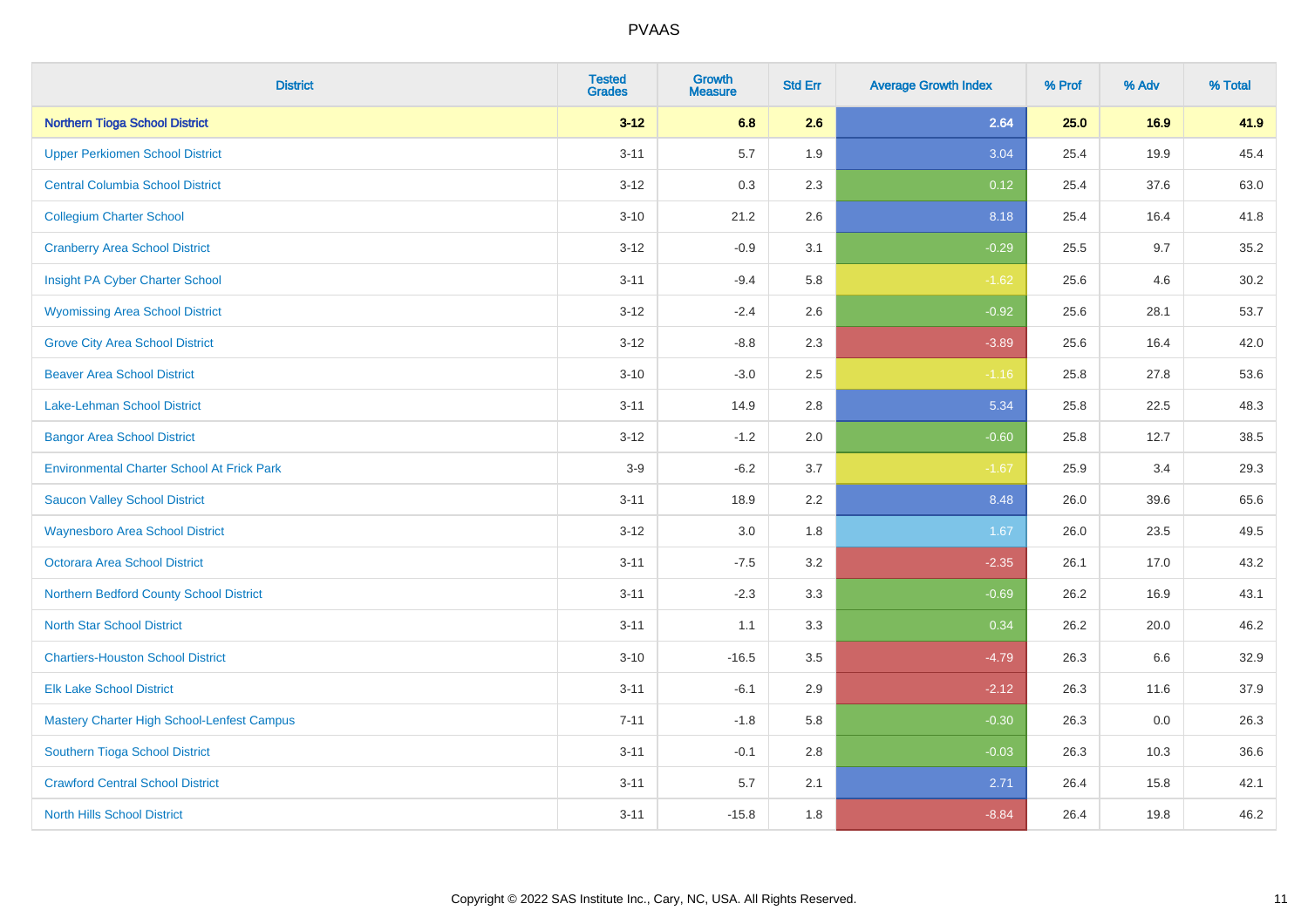# PVAAS

| District | Tested Grades | Growth Measure | Std Err | Average Growth Index | % Prof | % Adv | % Total |
|---|---|---|---|---|---|---|---|
| **Northern Tioga School District** | **3-12** | **6.8** | **2.6** | **2.64** | **25.0** | **16.9** | **41.9** |
| Upper Perkiomen School District | 3-11 | 5.7 | 1.9 | 3.04 | 25.4 | 19.9 | 45.4 |
| Central Columbia School District | 3-12 | 0.3 | 2.3 | 0.12 | 25.4 | 37.6 | 63.0 |
| Collegium Charter School | 3-10 | 21.2 | 2.6 | 8.18 | 25.4 | 16.4 | 41.8 |
| Cranberry Area School District | 3-12 | -0.9 | 3.1 | -0.29 | 25.5 | 9.7 | 35.2 |
| Insight PA Cyber Charter School | 3-11 | -9.4 | 5.8 | -1.62 | 25.6 | 4.6 | 30.2 |
| Wyomissing Area School District | 3-12 | -2.4 | 2.6 | -0.92 | 25.6 | 28.1 | 53.7 |
| Grove City Area School District | 3-12 | -8.8 | 2.3 | -3.89 | 25.6 | 16.4 | 42.0 |
| Beaver Area School District | 3-10 | -3.0 | 2.5 | -1.16 | 25.8 | 27.8 | 53.6 |
| Lake-Lehman School District | 3-11 | 14.9 | 2.8 | 5.34 | 25.8 | 22.5 | 48.3 |
| Bangor Area School District | 3-12 | -1.2 | 2.0 | -0.60 | 25.8 | 12.7 | 38.5 |
| Environmental Charter School At Frick Park | 3-9 | -6.2 | 3.7 | -1.67 | 25.9 | 3.4 | 29.3 |
| Saucon Valley School District | 3-11 | 18.9 | 2.2 | 8.48 | 26.0 | 39.6 | 65.6 |
| Waynesboro Area School District | 3-12 | 3.0 | 1.8 | 1.67 | 26.0 | 23.5 | 49.5 |
| Octorara Area School District | 3-11 | -7.5 | 3.2 | -2.35 | 26.1 | 17.0 | 43.2 |
| Northern Bedford County School District | 3-11 | -2.3 | 3.3 | -0.69 | 26.2 | 16.9 | 43.1 |
| North Star School District | 3-11 | 1.1 | 3.3 | 0.34 | 26.2 | 20.0 | 46.2 |
| Chartiers-Houston School District | 3-10 | -16.5 | 3.5 | -4.79 | 26.3 | 6.6 | 32.9 |
| Elk Lake School District | 3-11 | -6.1 | 2.9 | -2.12 | 26.3 | 11.6 | 37.9 |
| Mastery Charter High School-Lenfest Campus | 7-11 | -1.8 | 5.8 | -0.30 | 26.3 | 0.0 | 26.3 |
| Southern Tioga School District | 3-11 | -0.1 | 2.8 | -0.03 | 26.3 | 10.3 | 36.6 |
| Crawford Central School District | 3-11 | 5.7 | 2.1 | 2.71 | 26.4 | 15.8 | 42.1 |
| North Hills School District | 3-11 | -15.8 | 1.8 | -8.84 | 26.4 | 19.8 | 46.2 |

Copyright © 2022 SAS Institute Inc., Cary, NC, USA. All Rights Reserved.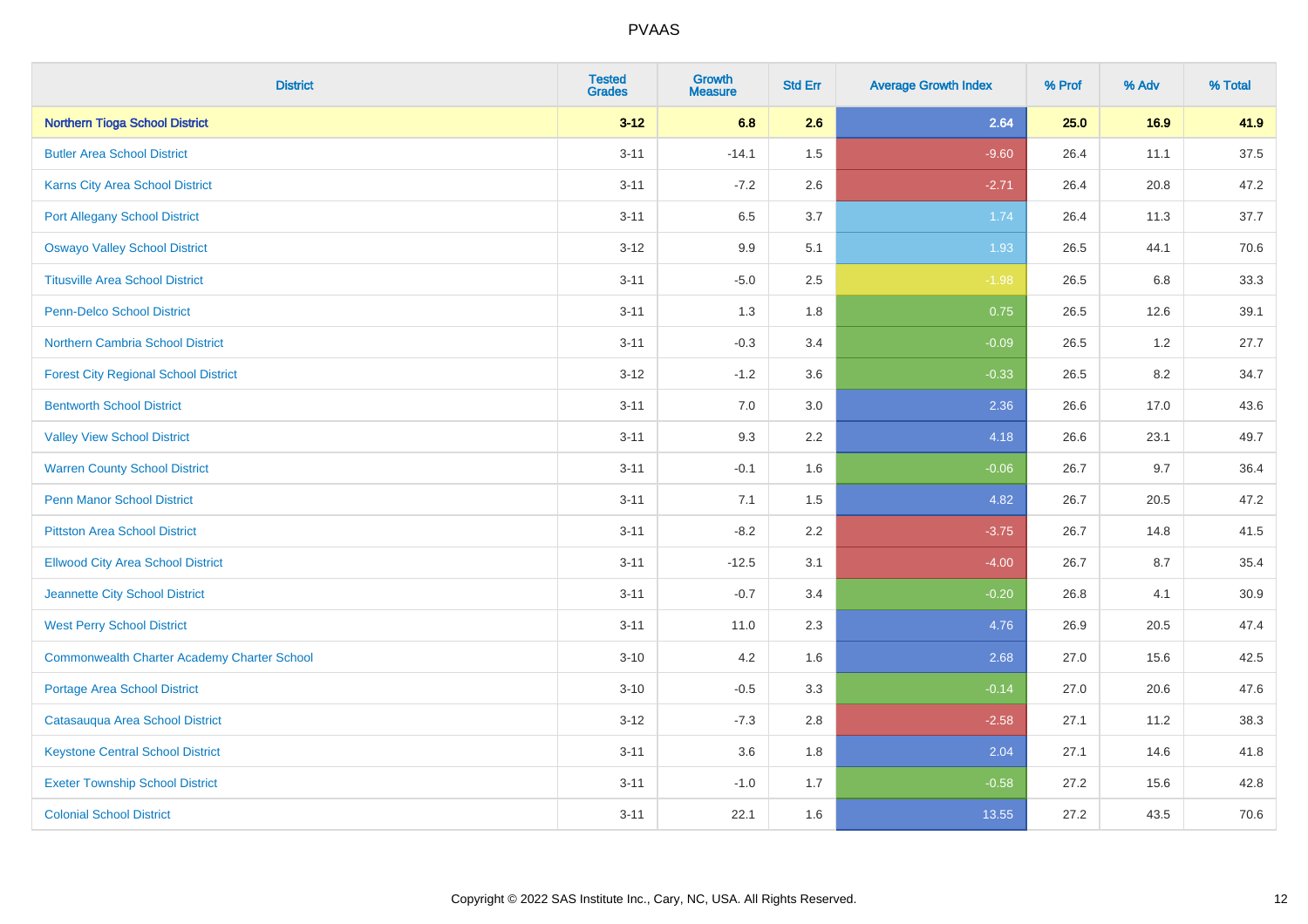PVAAS

| District | Tested Grades | Growth Measure | Std Err | Average Growth Index | % Prof | % Adv | % Total |
|---|---|---|---|---|---|---|---|
| **Northern Tioga School District** | **3-12** | **6.8** | **2.6** | **2.64** | **25.0** | **16.9** | **41.9** |
| Butler Area School District | 3-11 | -14.1 | 1.5 | -9.60 | 26.4 | 11.1 | 37.5 |
| Karns City Area School District | 3-11 | -7.2 | 2.6 | -2.71 | 26.4 | 20.8 | 47.2 |
| Port Allegany School District | 3-11 | 6.5 | 3.7 | 1.74 | 26.4 | 11.3 | 37.7 |
| Oswayo Valley School District | 3-12 | 9.9 | 5.1 | 1.93 | 26.5 | 44.1 | 70.6 |
| Titusville Area School District | 3-11 | -5.0 | 2.5 | -1.98 | 26.5 | 6.8 | 33.3 |
| Penn-Delco School District | 3-11 | 1.3 | 1.8 | 0.75 | 26.5 | 12.6 | 39.1 |
| Northern Cambria School District | 3-11 | -0.3 | 3.4 | -0.09 | 26.5 | 1.2 | 27.7 |
| Forest City Regional School District | 3-12 | -1.2 | 3.6 | -0.33 | 26.5 | 8.2 | 34.7 |
| Bentworth School District | 3-11 | 7.0 | 3.0 | 2.36 | 26.6 | 17.0 | 43.6 |
| Valley View School District | 3-11 | 9.3 | 2.2 | 4.18 | 26.6 | 23.1 | 49.7 |
| Warren County School District | 3-11 | -0.1 | 1.6 | -0.06 | 26.7 | 9.7 | 36.4 |
| Penn Manor School District | 3-11 | 7.1 | 1.5 | 4.82 | 26.7 | 20.5 | 47.2 |
| Pittston Area School District | 3-11 | -8.2 | 2.2 | -3.75 | 26.7 | 14.8 | 41.5 |
| Ellwood City Area School District | 3-11 | -12.5 | 3.1 | -4.00 | 26.7 | 8.7 | 35.4 |
| Jeannette City School District | 3-11 | -0.7 | 3.4 | -0.20 | 26.8 | 4.1 | 30.9 |
| West Perry School District | 3-11 | 11.0 | 2.3 | 4.76 | 26.9 | 20.5 | 47.4 |
| Commonwealth Charter Academy Charter School | 3-10 | 4.2 | 1.6 | 2.68 | 27.0 | 15.6 | 42.5 |
| Portage Area School District | 3-10 | -0.5 | 3.3 | -0.14 | 27.0 | 20.6 | 47.6 |
| Catasauqua Area School District | 3-12 | -7.3 | 2.8 | -2.58 | 27.1 | 11.2 | 38.3 |
| Keystone Central School District | 3-11 | 3.6 | 1.8 | 2.04 | 27.1 | 14.6 | 41.8 |
| Exeter Township School District | 3-11 | -1.0 | 1.7 | -0.58 | 27.2 | 15.6 | 42.8 |
| Colonial School District | 3-11 | 22.1 | 1.6 | 13.55 | 27.2 | 43.5 | 70.6 |

Copyright © 2022 SAS Institute Inc., Cary, NC, USA. All Rights Reserved.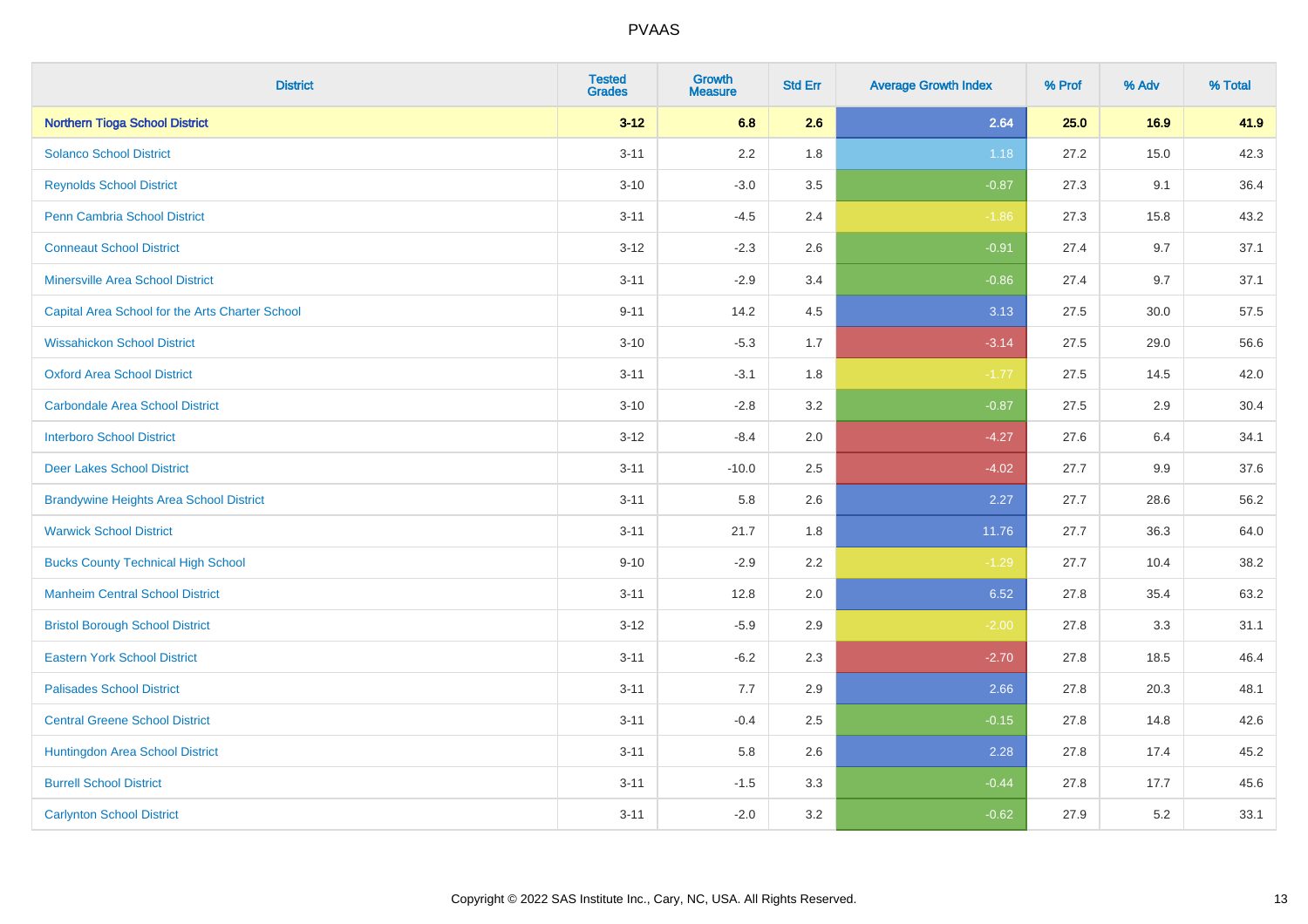# PVAAS

| District | Tested Grades | Growth Measure | Std Err | Average Growth Index | % Prof | % Adv | % Total |
|---|---|---|---|---|---|---|---|
| **Northern Tioga School District** | **3-12** | **6.8** | **2.6** | **2.64** | **25.0** | **16.9** | **41.9** |
| Solanco School District | 3-11 | 2.2 | 1.8 | 1.18 | 27.2 | 15.0 | 42.3 |
| Reynolds School District | 3-10 | -3.0 | 3.5 | -0.87 | 27.3 | 9.1 | 36.4 |
| Penn Cambria School District | 3-11 | -4.5 | 2.4 | -1.86 | 27.3 | 15.8 | 43.2 |
| Conneaut School District | 3-12 | -2.3 | 2.6 | -0.91 | 27.4 | 9.7 | 37.1 |
| Minersville Area School District | 3-11 | -2.9 | 3.4 | -0.86 | 27.4 | 9.7 | 37.1 |
| Capital Area School for the Arts Charter School | 9-11 | 14.2 | 4.5 | 3.13 | 27.5 | 30.0 | 57.5 |
| Wissahickon School District | 3-10 | -5.3 | 1.7 | -3.14 | 27.5 | 29.0 | 56.6 |
| Oxford Area School District | 3-11 | -3.1 | 1.8 | -1.77 | 27.5 | 14.5 | 42.0 |
| Carbondale Area School District | 3-10 | -2.8 | 3.2 | -0.87 | 27.5 | 2.9 | 30.4 |
| Interboro School District | 3-12 | -8.4 | 2.0 | -4.27 | 27.6 | 6.4 | 34.1 |
| Deer Lakes School District | 3-11 | -10.0 | 2.5 | -4.02 | 27.7 | 9.9 | 37.6 |
| Brandywine Heights Area School District | 3-11 | 5.8 | 2.6 | 2.27 | 27.7 | 28.6 | 56.2 |
| Warwick School District | 3-11 | 21.7 | 1.8 | 11.76 | 27.7 | 36.3 | 64.0 |
| Bucks County Technical High School | 9-10 | -2.9 | 2.2 | -1.29 | 27.7 | 10.4 | 38.2 |
| Manheim Central School District | 3-11 | 12.8 | 2.0 | 6.52 | 27.8 | 35.4 | 63.2 |
| Bristol Borough School District | 3-12 | -5.9 | 2.9 | -2.00 | 27.8 | 3.3 | 31.1 |
| Eastern York School District | 3-11 | -6.2 | 2.3 | -2.70 | 27.8 | 18.5 | 46.4 |
| Palisades School District | 3-11 | 7.7 | 2.9 | 2.66 | 27.8 | 20.3 | 48.1 |
| Central Greene School District | 3-11 | -0.4 | 2.5 | -0.15 | 27.8 | 14.8 | 42.6 |
| Huntingdon Area School District | 3-11 | 5.8 | 2.6 | 2.28 | 27.8 | 17.4 | 45.2 |
| Burrell School District | 3-11 | -1.5 | 3.3 | -0.44 | 27.8 | 17.7 | 45.6 |
| Carlynton School District | 3-11 | -2.0 | 3.2 | -0.62 | 27.9 | 5.2 | 33.1 |

Copyright © 2022 SAS Institute Inc., Cary, NC, USA. All Rights Reserved.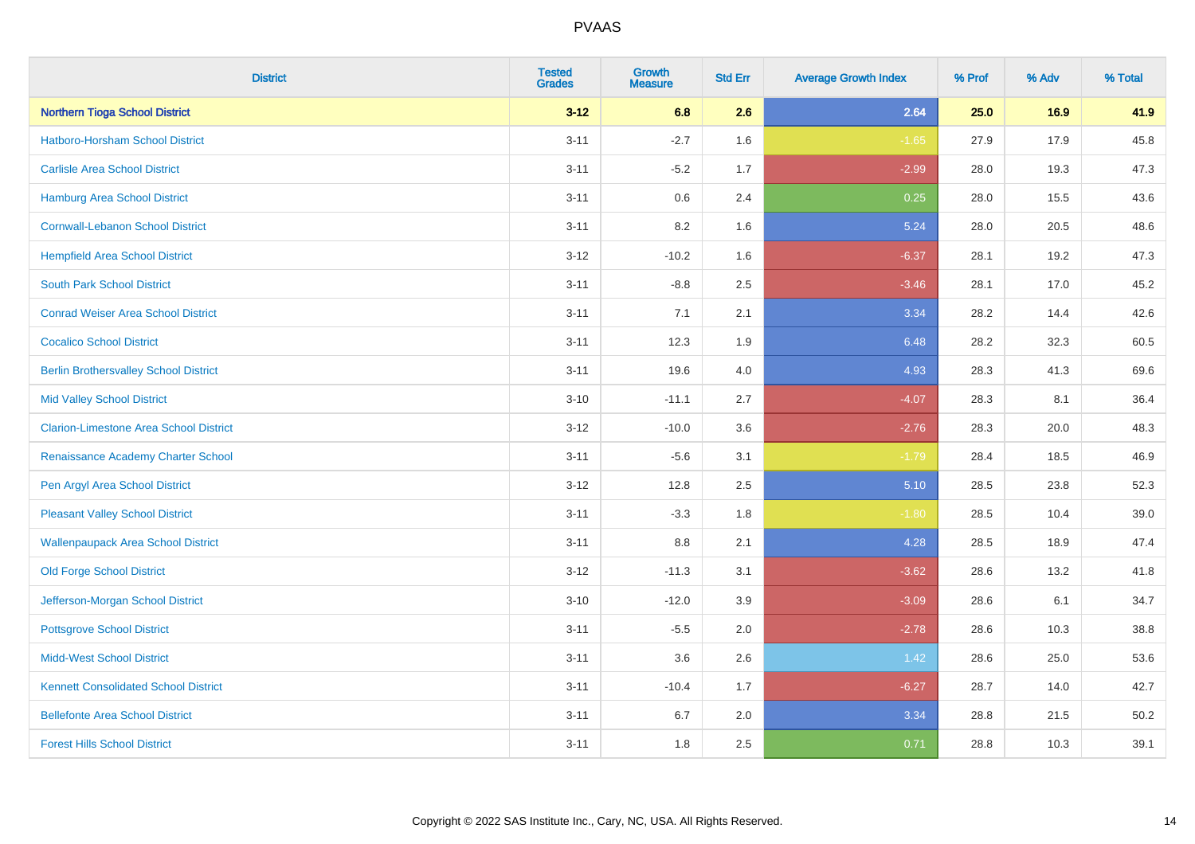| District | Tested Grades | Growth Measure | Std Err | Average Growth Index | % Prof | % Adv | % Total |
|---|---|---|---|---|---|---|---|
| **Northern Tioga School District** | **3-12** | **6.8** | **2.6** | **2.64** | **25.0** | **16.9** | **41.9** |
| Hatboro-Horsham School District | 3-11 | -2.7 | 1.6 | -1.65 | 27.9 | 17.9 | 45.8 |
| Carlisle Area School District | 3-11 | -5.2 | 1.7 | -2.99 | 28.0 | 19.3 | 47.3 |
| Hamburg Area School District | 3-11 | 0.6 | 2.4 | 0.25 | 28.0 | 15.5 | 43.6 |
| Cornwall-Lebanon School District | 3-11 | 8.2 | 1.6 | 5.24 | 28.0 | 20.5 | 48.6 |
| Hempfield Area School District | 3-12 | -10.2 | 1.6 | -6.37 | 28.1 | 19.2 | 47.3 |
| South Park School District | 3-11 | -8.8 | 2.5 | -3.46 | 28.1 | 17.0 | 45.2 |
| Conrad Weiser Area School District | 3-11 | 7.1 | 2.1 | 3.34 | 28.2 | 14.4 | 42.6 |
| Cocalico School District | 3-11 | 12.3 | 1.9 | 6.48 | 28.2 | 32.3 | 60.5 |
| Berlin Brothersvalley School District | 3-11 | 19.6 | 4.0 | 4.93 | 28.3 | 41.3 | 69.6 |
| Mid Valley School District | 3-10 | -11.1 | 2.7 | -4.07 | 28.3 | 8.1 | 36.4 |
| Clarion-Limestone Area School District | 3-12 | -10.0 | 3.6 | -2.76 | 28.3 | 20.0 | 48.3 |
| Renaissance Academy Charter School | 3-11 | -5.6 | 3.1 | -1.79 | 28.4 | 18.5 | 46.9 |
| Pen Argyl Area School District | 3-12 | 12.8 | 2.5 | 5.10 | 28.5 | 23.8 | 52.3 |
| Pleasant Valley School District | 3-11 | -3.3 | 1.8 | -1.80 | 28.5 | 10.4 | 39.0 |
| Wallenpaupack Area School District | 3-11 | 8.8 | 2.1 | 4.28 | 28.5 | 18.9 | 47.4 |
| Old Forge School District | 3-12 | -11.3 | 3.1 | -3.62 | 28.6 | 13.2 | 41.8 |
| Jefferson-Morgan School District | 3-10 | -12.0 | 3.9 | -3.09 | 28.6 | 6.1 | 34.7 |
| Pottsgrove School District | 3-11 | -5.5 | 2.0 | -2.78 | 28.6 | 10.3 | 38.8 |
| Midd-West School District | 3-11 | 3.6 | 2.6 | 1.42 | 28.6 | 25.0 | 53.6 |
| Kennett Consolidated School District | 3-11 | -10.4 | 1.7 | -6.27 | 28.7 | 14.0 | 42.7 |
| Bellefonte Area School District | 3-11 | 6.7 | 2.0 | 3.34 | 28.8 | 21.5 | 50.2 |
| Forest Hills School District | 3-11 | 1.8 | 2.5 | 0.71 | 28.8 | 10.3 | 39.1 |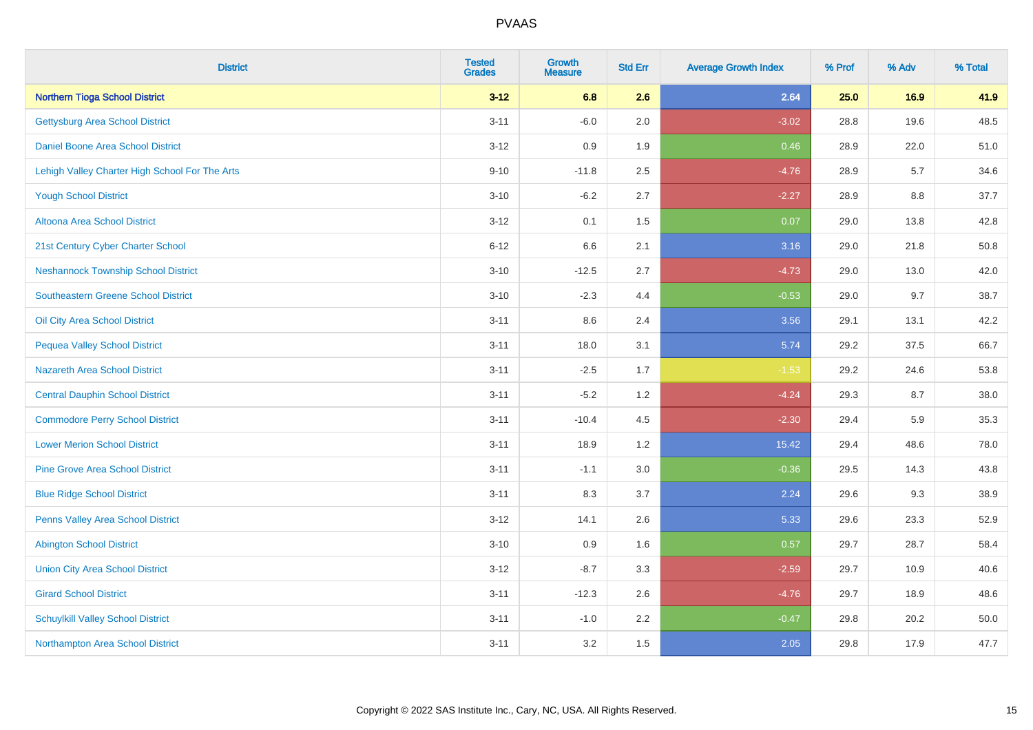# PVAAS

| District | Tested Grades | Growth Measure | Std Err | Average Growth Index | % Prof | % Adv | % Total |
|---|---|---|---|---|---|---|---|
| **Northern Tioga School District** | **3-12** | **6.8** | **2.6** | **2.64** | **25.0** | **16.9** | **41.9** |
| Gettysburg Area School District | 3-11 | -6.0 | 2.0 | -3.02 | 28.8 | 19.6 | 48.5 |
| Daniel Boone Area School District | 3-12 | 0.9 | 1.9 | 0.46 | 28.9 | 22.0 | 51.0 |
| Lehigh Valley Charter High School For The Arts | 9-10 | -11.8 | 2.5 | -4.76 | 28.9 | 5.7 | 34.6 |
| Yough School District | 3-10 | -6.2 | 2.7 | -2.27 | 28.9 | 8.8 | 37.7 |
| Altoona Area School District | 3-12 | 0.1 | 1.5 | 0.07 | 29.0 | 13.8 | 42.8 |
| 21st Century Cyber Charter School | 6-12 | 6.6 | 2.1 | 3.16 | 29.0 | 21.8 | 50.8 |
| Neshannock Township School District | 3-10 | -12.5 | 2.7 | -4.73 | 29.0 | 13.0 | 42.0 |
| Southeastern Greene School District | 3-10 | -2.3 | 4.4 | -0.53 | 29.0 | 9.7 | 38.7 |
| Oil City Area School District | 3-11 | 8.6 | 2.4 | 3.56 | 29.1 | 13.1 | 42.2 |
| Pequea Valley School District | 3-11 | 18.0 | 3.1 | 5.74 | 29.2 | 37.5 | 66.7 |
| Nazareth Area School District | 3-11 | -2.5 | 1.7 | -1.53 | 29.2 | 24.6 | 53.8 |
| Central Dauphin School District | 3-11 | -5.2 | 1.2 | -4.24 | 29.3 | 8.7 | 38.0 |
| Commodore Perry School District | 3-11 | -10.4 | 4.5 | -2.30 | 29.4 | 5.9 | 35.3 |
| Lower Merion School District | 3-11 | 18.9 | 1.2 | 15.42 | 29.4 | 48.6 | 78.0 |
| Pine Grove Area School District | 3-11 | -1.1 | 3.0 | -0.36 | 29.5 | 14.3 | 43.8 |
| Blue Ridge School District | 3-11 | 8.3 | 3.7 | 2.24 | 29.6 | 9.3 | 38.9 |
| Penns Valley Area School District | 3-12 | 14.1 | 2.6 | 5.33 | 29.6 | 23.3 | 52.9 |
| Abington School District | 3-10 | 0.9 | 1.6 | 0.57 | 29.7 | 28.7 | 58.4 |
| Union City Area School District | 3-12 | -8.7 | 3.3 | -2.59 | 29.7 | 10.9 | 40.6 |
| Girard School District | 3-11 | -12.3 | 2.6 | -4.76 | 29.7 | 18.9 | 48.6 |
| Schuylkill Valley School District | 3-11 | -1.0 | 2.2 | -0.47 | 29.8 | 20.2 | 50.0 |
| Northampton Area School District | 3-11 | 3.2 | 1.5 | 2.05 | 29.8 | 17.9 | 47.7 |

Copyright © 2022 SAS Institute Inc., Cary, NC, USA. All Rights Reserved.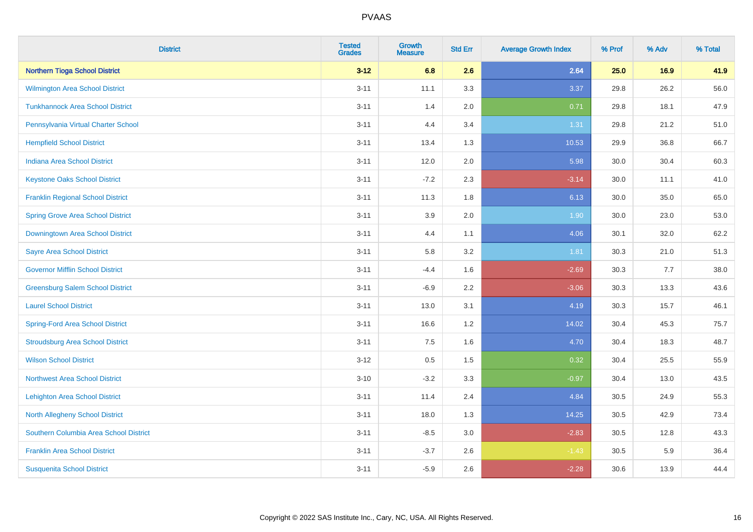# PVAAS

| District | Tested Grades | Growth Measure | Std Err | Average Growth Index | % Prof | % Adv | % Total |
|---|---|---|---|---|---|---|---|
| **Northern Tioga School District** | **3-12** | **6.8** | **2.6** | **2.64** | **25.0** | **16.9** | **41.9** |
| Wilmington Area School District | 3-11 | 11.1 | 3.3 | 3.37 | 29.8 | 26.2 | 56.0 |
| Tunkhannock Area School District | 3-11 | 1.4 | 2.0 | 0.71 | 29.8 | 18.1 | 47.9 |
| Pennsylvania Virtual Charter School | 3-11 | 4.4 | 3.4 | 1.31 | 29.8 | 21.2 | 51.0 |
| Hempfield School District | 3-11 | 13.4 | 1.3 | 10.53 | 29.9 | 36.8 | 66.7 |
| Indiana Area School District | 3-11 | 12.0 | 2.0 | 5.98 | 30.0 | 30.4 | 60.3 |
| Keystone Oaks School District | 3-11 | -7.2 | 2.3 | -3.14 | 30.0 | 11.1 | 41.0 |
| Franklin Regional School District | 3-11 | 11.3 | 1.8 | 6.13 | 30.0 | 35.0 | 65.0 |
| Spring Grove Area School District | 3-11 | 3.9 | 2.0 | 1.90 | 30.0 | 23.0 | 53.0 |
| Downingtown Area School District | 3-11 | 4.4 | 1.1 | 4.06 | 30.1 | 32.0 | 62.2 |
| Sayre Area School District | 3-11 | 5.8 | 3.2 | 1.81 | 30.3 | 21.0 | 51.3 |
| Governor Mifflin School District | 3-11 | -4.4 | 1.6 | -2.69 | 30.3 | 7.7 | 38.0 |
| Greensburg Salem School District | 3-11 | -6.9 | 2.2 | -3.06 | 30.3 | 13.3 | 43.6 |
| Laurel School District | 3-11 | 13.0 | 3.1 | 4.19 | 30.3 | 15.7 | 46.1 |
| Spring-Ford Area School District | 3-11 | 16.6 | 1.2 | 14.02 | 30.4 | 45.3 | 75.7 |
| Stroudsburg Area School District | 3-11 | 7.5 | 1.6 | 4.70 | 30.4 | 18.3 | 48.7 |
| Wilson School District | 3-12 | 0.5 | 1.5 | 0.32 | 30.4 | 25.5 | 55.9 |
| Northwest Area School District | 3-10 | -3.2 | 3.3 | -0.97 | 30.4 | 13.0 | 43.5 |
| Lehighton Area School District | 3-11 | 11.4 | 2.4 | 4.84 | 30.5 | 24.9 | 55.3 |
| North Allegheny School District | 3-11 | 18.0 | 1.3 | 14.25 | 30.5 | 42.9 | 73.4 |
| Southern Columbia Area School District | 3-11 | -8.5 | 3.0 | -2.83 | 30.5 | 12.8 | 43.3 |
| Franklin Area School District | 3-11 | -3.7 | 2.6 | -1.43 | 30.5 | 5.9 | 36.4 |
| Susquenita School District | 3-11 | -5.9 | 2.6 | -2.28 | 30.6 | 13.9 | 44.4 |

Copyright © 2022 SAS Institute Inc., Cary, NC, USA. All Rights Reserved.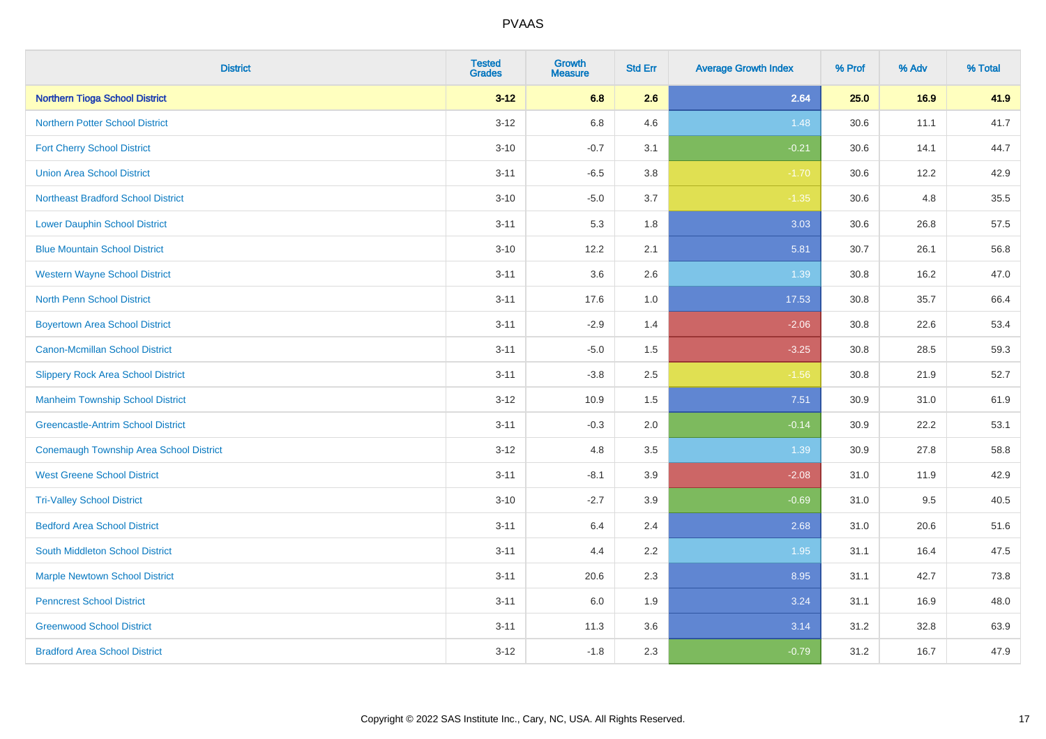| District | Tested Grades | Growth Measure | Std Err | Average Growth Index | % Prof | % Adv | % Total |
|---|---|---|---|---|---|---|---|
| **Northern Tioga School District** | **3-12** | **6.8** | **2.6** | **2.64** | **25.0** | **16.9** | **41.9** |
| Northern Potter School District | 3-12 | 6.8 | 4.6 | 1.48 | 30.6 | 11.1 | 41.7 |
| Fort Cherry School District | 3-10 | -0.7 | 3.1 | -0.21 | 30.6 | 14.1 | 44.7 |
| Union Area School District | 3-11 | -6.5 | 3.8 | -1.70 | 30.6 | 12.2 | 42.9 |
| Northeast Bradford School District | 3-10 | -5.0 | 3.7 | -1.35 | 30.6 | 4.8 | 35.5 |
| Lower Dauphin School District | 3-11 | 5.3 | 1.8 | 3.03 | 30.6 | 26.8 | 57.5 |
| Blue Mountain School District | 3-10 | 12.2 | 2.1 | 5.81 | 30.7 | 26.1 | 56.8 |
| Western Wayne School District | 3-11 | 3.6 | 2.6 | 1.39 | 30.8 | 16.2 | 47.0 |
| North Penn School District | 3-11 | 17.6 | 1.0 | 17.53 | 30.8 | 35.7 | 66.4 |
| Boyertown Area School District | 3-11 | -2.9 | 1.4 | -2.06 | 30.8 | 22.6 | 53.4 |
| Canon-Mcmillan School District | 3-11 | -5.0 | 1.5 | -3.25 | 30.8 | 28.5 | 59.3 |
| Slippery Rock Area School District | 3-11 | -3.8 | 2.5 | -1.56 | 30.8 | 21.9 | 52.7 |
| Manheim Township School District | 3-12 | 10.9 | 1.5 | 7.51 | 30.9 | 31.0 | 61.9 |
| Greencastle-Antrim School District | 3-11 | -0.3 | 2.0 | -0.14 | 30.9 | 22.2 | 53.1 |
| Conemaugh Township Area School District | 3-12 | 4.8 | 3.5 | 1.39 | 30.9 | 27.8 | 58.8 |
| West Greene School District | 3-11 | -8.1 | 3.9 | -2.08 | 31.0 | 11.9 | 42.9 |
| Tri-Valley School District | 3-10 | -2.7 | 3.9 | -0.69 | 31.0 | 9.5 | 40.5 |
| Bedford Area School District | 3-11 | 6.4 | 2.4 | 2.68 | 31.0 | 20.6 | 51.6 |
| South Middleton School District | 3-11 | 4.4 | 2.2 | 1.95 | 31.1 | 16.4 | 47.5 |
| Marple Newtown School District | 3-11 | 20.6 | 2.3 | 8.95 | 31.1 | 42.7 | 73.8 |
| Penncrest School District | 3-11 | 6.0 | 1.9 | 3.24 | 31.1 | 16.9 | 48.0 |
| Greenwood School District | 3-11 | 11.3 | 3.6 | 3.14 | 31.2 | 32.8 | 63.9 |
| Bradford Area School District | 3-12 | -1.8 | 2.3 | -0.79 | 31.2 | 16.7 | 47.9 |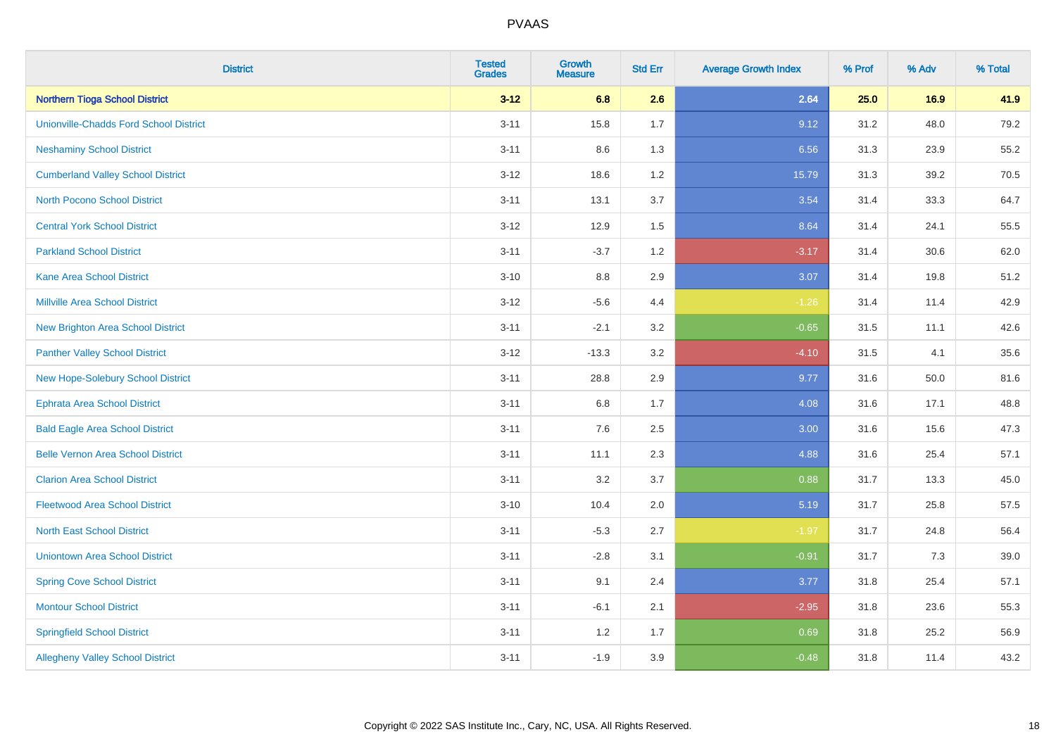PVAAS

| District | Tested Grades | Growth Measure | Std Err | Average Growth Index | % Prof | % Adv | % Total |
|---|---|---|---|---|---|---|---|
| **Northern Tioga School District** | **3-12** | **6.8** | **2.6** | **2.64** | **25.0** | **16.9** | **41.9** |
| Unionville-Chadds Ford School District | 3-11 | 15.8 | 1.7 | 9.12 | 31.2 | 48.0 | 79.2 |
| Neshaminy School District | 3-11 | 8.6 | 1.3 | 6.56 | 31.3 | 23.9 | 55.2 |
| Cumberland Valley School District | 3-12 | 18.6 | 1.2 | 15.79 | 31.3 | 39.2 | 70.5 |
| North Pocono School District | 3-11 | 13.1 | 3.7 | 3.54 | 31.4 | 33.3 | 64.7 |
| Central York School District | 3-12 | 12.9 | 1.5 | 8.64 | 31.4 | 24.1 | 55.5 |
| Parkland School District | 3-11 | -3.7 | 1.2 | -3.17 | 31.4 | 30.6 | 62.0 |
| Kane Area School District | 3-10 | 8.8 | 2.9 | 3.07 | 31.4 | 19.8 | 51.2 |
| Millville Area School District | 3-12 | -5.6 | 4.4 | -1.26 | 31.4 | 11.4 | 42.9 |
| New Brighton Area School District | 3-11 | -2.1 | 3.2 | -0.65 | 31.5 | 11.1 | 42.6 |
| Panther Valley School District | 3-12 | -13.3 | 3.2 | -4.10 | 31.5 | 4.1 | 35.6 |
| New Hope-Solebury School District | 3-11 | 28.8 | 2.9 | 9.77 | 31.6 | 50.0 | 81.6 |
| Ephrata Area School District | 3-11 | 6.8 | 1.7 | 4.08 | 31.6 | 17.1 | 48.8 |
| Bald Eagle Area School District | 3-11 | 7.6 | 2.5 | 3.00 | 31.6 | 15.6 | 47.3 |
| Belle Vernon Area School District | 3-11 | 11.1 | 2.3 | 4.88 | 31.6 | 25.4 | 57.1 |
| Clarion Area School District | 3-11 | 3.2 | 3.7 | 0.88 | 31.7 | 13.3 | 45.0 |
| Fleetwood Area School District | 3-10 | 10.4 | 2.0 | 5.19 | 31.7 | 25.8 | 57.5 |
| North East School District | 3-11 | -5.3 | 2.7 | -1.97 | 31.7 | 24.8 | 56.4 |
| Uniontown Area School District | 3-11 | -2.8 | 3.1 | -0.91 | 31.7 | 7.3 | 39.0 |
| Spring Cove School District | 3-11 | 9.1 | 2.4 | 3.77 | 31.8 | 25.4 | 57.1 |
| Montour School District | 3-11 | -6.1 | 2.1 | -2.95 | 31.8 | 23.6 | 55.3 |
| Springfield School District | 3-11 | 1.2 | 1.7 | 0.69 | 31.8 | 25.2 | 56.9 |
| Allegheny Valley School District | 3-11 | -1.9 | 3.9 | -0.48 | 31.8 | 11.4 | 43.2 |

Copyright © 2022 SAS Institute Inc., Cary, NC, USA. All Rights Reserved.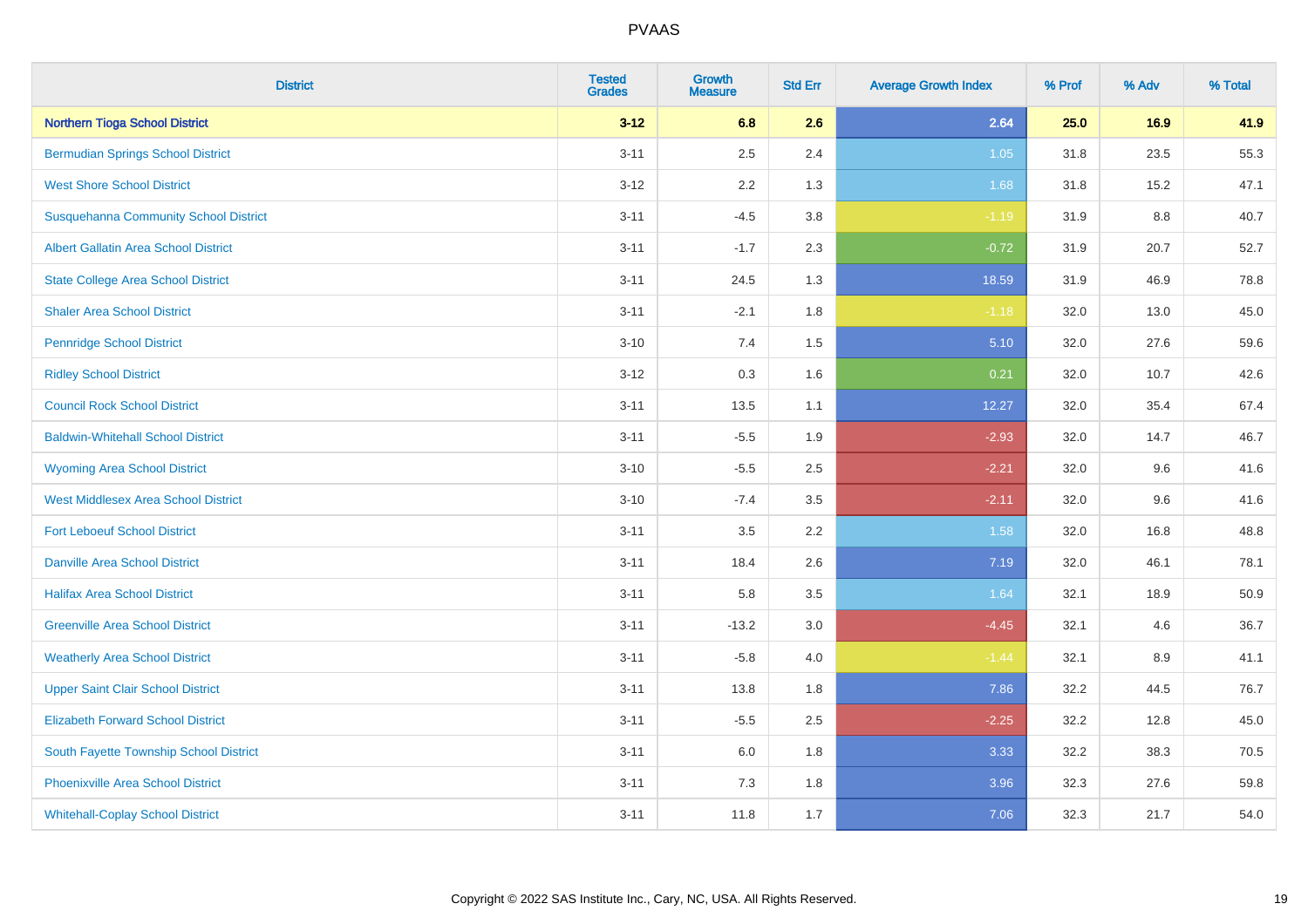| District | Tested Grades | Growth Measure | Std Err | Average Growth Index | % Prof | % Adv | % Total |
|---|---|---|---|---|---|---|---|
| **Northern Tioga School District** | **3-12** | **6.8** | **2.6** | **2.64** | **25.0** | **16.9** | **41.9** |
| Bermudian Springs School District | 3-11 | 2.5 | 2.4 | 1.05 | 31.8 | 23.5 | 55.3 |
| West Shore School District | 3-12 | 2.2 | 1.3 | 1.68 | 31.8 | 15.2 | 47.1 |
| Susquehanna Community School District | 3-11 | -4.5 | 3.8 | -1.19 | 31.9 | 8.8 | 40.7 |
| Albert Gallatin Area School District | 3-11 | -1.7 | 2.3 | -0.72 | 31.9 | 20.7 | 52.7 |
| State College Area School District | 3-11 | 24.5 | 1.3 | 18.59 | 31.9 | 46.9 | 78.8 |
| Shaler Area School District | 3-11 | -2.1 | 1.8 | -1.18 | 32.0 | 13.0 | 45.0 |
| Pennridge School District | 3-10 | 7.4 | 1.5 | 5.10 | 32.0 | 27.6 | 59.6 |
| Ridley School District | 3-12 | 0.3 | 1.6 | 0.21 | 32.0 | 10.7 | 42.6 |
| Council Rock School District | 3-11 | 13.5 | 1.1 | 12.27 | 32.0 | 35.4 | 67.4 |
| Baldwin-Whitehall School District | 3-11 | -5.5 | 1.9 | -2.93 | 32.0 | 14.7 | 46.7 |
| Wyoming Area School District | 3-10 | -5.5 | 2.5 | -2.21 | 32.0 | 9.6 | 41.6 |
| West Middlesex Area School District | 3-10 | -7.4 | 3.5 | -2.11 | 32.0 | 9.6 | 41.6 |
| Fort Leboeuf School District | 3-11 | 3.5 | 2.2 | 1.58 | 32.0 | 16.8 | 48.8 |
| Danville Area School District | 3-11 | 18.4 | 2.6 | 7.19 | 32.0 | 46.1 | 78.1 |
| Halifax Area School District | 3-11 | 5.8 | 3.5 | 1.64 | 32.1 | 18.9 | 50.9 |
| Greenville Area School District | 3-11 | -13.2 | 3.0 | -4.45 | 32.1 | 4.6 | 36.7 |
| Weatherly Area School District | 3-11 | -5.8 | 4.0 | -1.44 | 32.1 | 8.9 | 41.1 |
| Upper Saint Clair School District | 3-11 | 13.8 | 1.8 | 7.86 | 32.2 | 44.5 | 76.7 |
| Elizabeth Forward School District | 3-11 | -5.5 | 2.5 | -2.25 | 32.2 | 12.8 | 45.0 |
| South Fayette Township School District | 3-11 | 6.0 | 1.8 | 3.33 | 32.2 | 38.3 | 70.5 |
| Phoenixville Area School District | 3-11 | 7.3 | 1.8 | 3.96 | 32.3 | 27.6 | 59.8 |
| Whitehall-Coplay School District | 3-11 | 11.8 | 1.7 | 7.06 | 32.3 | 21.7 | 54.0 |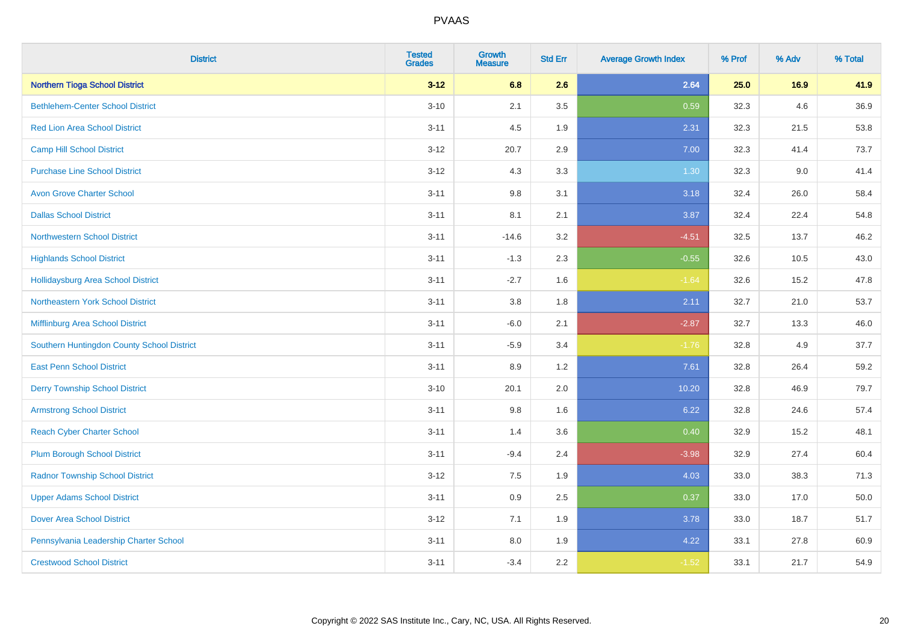| District | Tested Grades | Growth Measure | Std Err | Average Growth Index | % Prof | % Adv | % Total |
|---|---|---|---|---|---|---|---|
| **Northern Tioga School District** | **3-12** | **6.8** | **2.6** | **2.64** | **25.0** | **16.9** | **41.9** |
| Bethlehem-Center School District | 3-10 | 2.1 | 3.5 | 0.59 | 32.3 | 4.6 | 36.9 |
| Red Lion Area School District | 3-11 | 4.5 | 1.9 | 2.31 | 32.3 | 21.5 | 53.8 |
| Camp Hill School District | 3-12 | 20.7 | 2.9 | 7.00 | 32.3 | 41.4 | 73.7 |
| Purchase Line School District | 3-12 | 4.3 | 3.3 | 1.30 | 32.3 | 9.0 | 41.4 |
| Avon Grove Charter School | 3-11 | 9.8 | 3.1 | 3.18 | 32.4 | 26.0 | 58.4 |
| Dallas School District | 3-11 | 8.1 | 2.1 | 3.87 | 32.4 | 22.4 | 54.8 |
| Northwestern School District | 3-11 | -14.6 | 3.2 | -4.51 | 32.5 | 13.7 | 46.2 |
| Highlands School District | 3-11 | -1.3 | 2.3 | -0.55 | 32.6 | 10.5 | 43.0 |
| Hollidaysburg Area School District | 3-11 | -2.7 | 1.6 | -1.64 | 32.6 | 15.2 | 47.8 |
| Northeastern York School District | 3-11 | 3.8 | 1.8 | 2.11 | 32.7 | 21.0 | 53.7 |
| Mifflinburg Area School District | 3-11 | -6.0 | 2.1 | -2.87 | 32.7 | 13.3 | 46.0 |
| Southern Huntingdon County School District | 3-11 | -5.9 | 3.4 | -1.76 | 32.8 | 4.9 | 37.7 |
| East Penn School District | 3-11 | 8.9 | 1.2 | 7.61 | 32.8 | 26.4 | 59.2 |
| Derry Township School District | 3-10 | 20.1 | 2.0 | 10.20 | 32.8 | 46.9 | 79.7 |
| Armstrong School District | 3-11 | 9.8 | 1.6 | 6.22 | 32.8 | 24.6 | 57.4 |
| Reach Cyber Charter School | 3-11 | 1.4 | 3.6 | 0.40 | 32.9 | 15.2 | 48.1 |
| Plum Borough School District | 3-11 | -9.4 | 2.4 | -3.98 | 32.9 | 27.4 | 60.4 |
| Radnor Township School District | 3-12 | 7.5 | 1.9 | 4.03 | 33.0 | 38.3 | 71.3 |
| Upper Adams School District | 3-11 | 0.9 | 2.5 | 0.37 | 33.0 | 17.0 | 50.0 |
| Dover Area School District | 3-12 | 7.1 | 1.9 | 3.78 | 33.0 | 18.7 | 51.7 |
| Pennsylvania Leadership Charter School | 3-11 | 8.0 | 1.9 | 4.22 | 33.1 | 27.8 | 60.9 |
| Crestwood School District | 3-11 | -3.4 | 2.2 | -1.52 | 33.1 | 21.7 | 54.9 |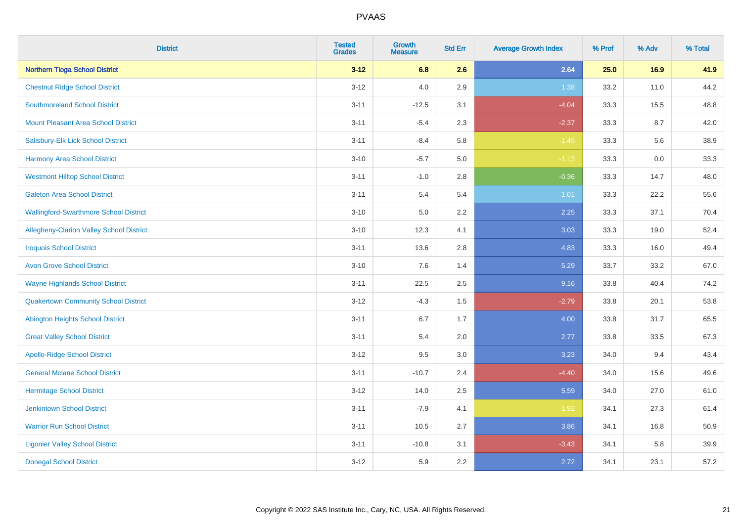PVAAS

| District | Tested Grades | Growth Measure | Std Err | Average Growth Index | % Prof | % Adv | % Total |
|---|---|---|---|---|---|---|---|
| **Northern Tioga School District** | **3-12** | **6.8** | **2.6** | **2.64** | **25.0** | **16.9** | **41.9** |
| Chestnut Ridge School District | 3-12 | 4.0 | 2.9 | 1.38 | 33.2 | 11.0 | 44.2 |
| Southmoreland School District | 3-11 | -12.5 | 3.1 | -4.04 | 33.3 | 15.5 | 48.8 |
| Mount Pleasant Area School District | 3-11 | -5.4 | 2.3 | -2.37 | 33.3 | 8.7 | 42.0 |
| Salisbury-Elk Lick School District | 3-11 | -8.4 | 5.8 | -1.45 | 33.3 | 5.6 | 38.9 |
| Harmony Area School District | 3-10 | -5.7 | 5.0 | -1.13 | 33.3 | 0.0 | 33.3 |
| Westmont Hilltop School District | 3-11 | -1.0 | 2.8 | -0.36 | 33.3 | 14.7 | 48.0 |
| Galeton Area School District | 3-11 | 5.4 | 5.4 | 1.01 | 33.3 | 22.2 | 55.6 |
| Wallingford-Swarthmore School District | 3-10 | 5.0 | 2.2 | 2.25 | 33.3 | 37.1 | 70.4 |
| Allegheny-Clarion Valley School District | 3-10 | 12.3 | 4.1 | 3.03 | 33.3 | 19.0 | 52.4 |
| Iroquois School District | 3-11 | 13.6 | 2.8 | 4.83 | 33.3 | 16.0 | 49.4 |
| Avon Grove School District | 3-10 | 7.6 | 1.4 | 5.29 | 33.7 | 33.2 | 67.0 |
| Wayne Highlands School District | 3-11 | 22.5 | 2.5 | 9.16 | 33.8 | 40.4 | 74.2 |
| Quakertown Community School District | 3-12 | -4.3 | 1.5 | -2.79 | 33.8 | 20.1 | 53.8 |
| Abington Heights School District | 3-11 | 6.7 | 1.7 | 4.00 | 33.8 | 31.7 | 65.5 |
| Great Valley School District | 3-11 | 5.4 | 2.0 | 2.77 | 33.8 | 33.5 | 67.3 |
| Apollo-Ridge School District | 3-12 | 9.5 | 3.0 | 3.23 | 34.0 | 9.4 | 43.4 |
| General Mclane School District | 3-11 | -10.7 | 2.4 | -4.40 | 34.0 | 15.6 | 49.6 |
| Hermitage School District | 3-12 | 14.0 | 2.5 | 5.59 | 34.0 | 27.0 | 61.0 |
| Jenkintown School District | 3-11 | -7.9 | 4.1 | -1.92 | 34.1 | 27.3 | 61.4 |
| Warrior Run School District | 3-11 | 10.5 | 2.7 | 3.86 | 34.1 | 16.8 | 50.9 |
| Ligonier Valley School District | 3-11 | -10.8 | 3.1 | -3.43 | 34.1 | 5.8 | 39.9 |
| Donegal School District | 3-12 | 5.9 | 2.2 | 2.72 | 34.1 | 23.1 | 57.2 |

Copyright © 2022 SAS Institute Inc., Cary, NC, USA. All Rights Reserved.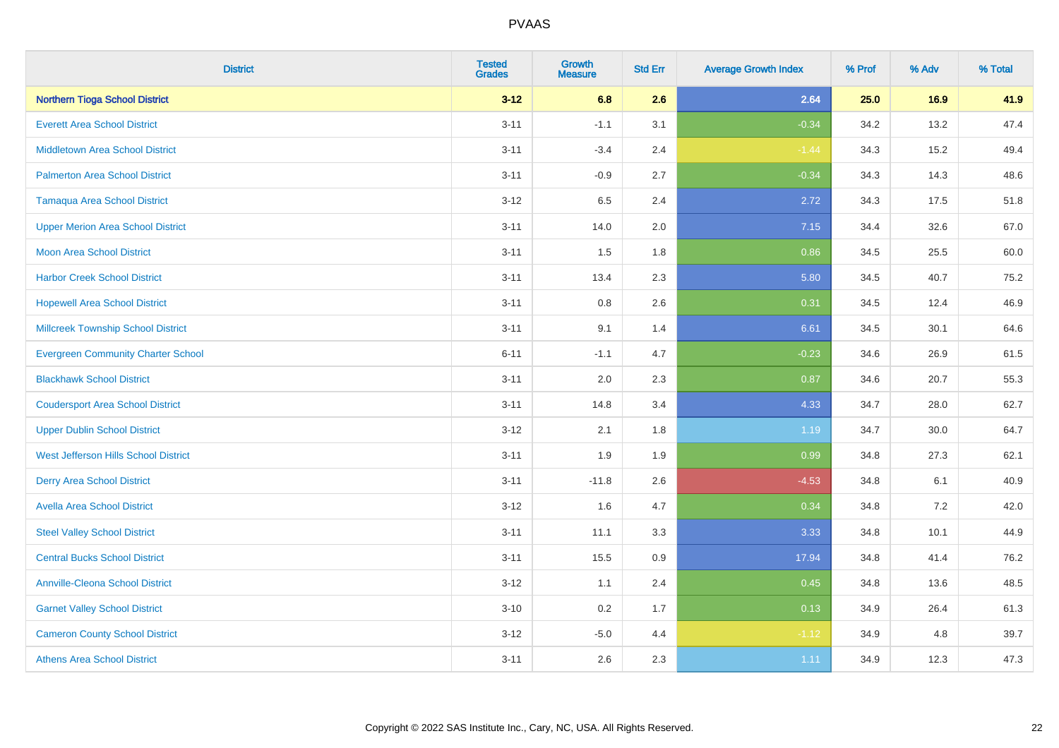# PVAAS

| District | Tested Grades | Growth Measure | Std Err | Average Growth Index | % Prof | % Adv | % Total |
|---|---|---|---|---|---|---|---|
| **Northern Tioga School District** | **3-12** | **6.8** | **2.6** | **2.64** | **25.0** | **16.9** | **41.9** |
| Everett Area School District | 3-11 | -1.1 | 3.1 | -0.34 | 34.2 | 13.2 | 47.4 |
| Middletown Area School District | 3-11 | -3.4 | 2.4 | -1.44 | 34.3 | 15.2 | 49.4 |
| Palmerton Area School District | 3-11 | -0.9 | 2.7 | -0.34 | 34.3 | 14.3 | 48.6 |
| Tamaqua Area School District | 3-12 | 6.5 | 2.4 | 2.72 | 34.3 | 17.5 | 51.8 |
| Upper Merion Area School District | 3-11 | 14.0 | 2.0 | 7.15 | 34.4 | 32.6 | 67.0 |
| Moon Area School District | 3-11 | 1.5 | 1.8 | 0.86 | 34.5 | 25.5 | 60.0 |
| Harbor Creek School District | 3-11 | 13.4 | 2.3 | 5.80 | 34.5 | 40.7 | 75.2 |
| Hopewell Area School District | 3-11 | 0.8 | 2.6 | 0.31 | 34.5 | 12.4 | 46.9 |
| Millcreek Township School District | 3-11 | 9.1 | 1.4 | 6.61 | 34.5 | 30.1 | 64.6 |
| Evergreen Community Charter School | 6-11 | -1.1 | 4.7 | -0.23 | 34.6 | 26.9 | 61.5 |
| Blackhawk School District | 3-11 | 2.0 | 2.3 | 0.87 | 34.6 | 20.7 | 55.3 |
| Coudersport Area School District | 3-11 | 14.8 | 3.4 | 4.33 | 34.7 | 28.0 | 62.7 |
| Upper Dublin School District | 3-12 | 2.1 | 1.8 | 1.19 | 34.7 | 30.0 | 64.7 |
| West Jefferson Hills School District | 3-11 | 1.9 | 1.9 | 0.99 | 34.8 | 27.3 | 62.1 |
| Derry Area School District | 3-11 | -11.8 | 2.6 | -4.53 | 34.8 | 6.1 | 40.9 |
| Avella Area School District | 3-12 | 1.6 | 4.7 | 0.34 | 34.8 | 7.2 | 42.0 |
| Steel Valley School District | 3-11 | 11.1 | 3.3 | 3.33 | 34.8 | 10.1 | 44.9 |
| Central Bucks School District | 3-11 | 15.5 | 0.9 | 17.94 | 34.8 | 41.4 | 76.2 |
| Annville-Cleona School District | 3-12 | 1.1 | 2.4 | 0.45 | 34.8 | 13.6 | 48.5 |
| Garnet Valley School District | 3-10 | 0.2 | 1.7 | 0.13 | 34.9 | 26.4 | 61.3 |
| Cameron County School District | 3-12 | -5.0 | 4.4 | -1.12 | 34.9 | 4.8 | 39.7 |
| Athens Area School District | 3-11 | 2.6 | 2.3 | 1.11 | 34.9 | 12.3 | 47.3 |

Copyright © 2022 SAS Institute Inc., Cary, NC, USA. All Rights Reserved.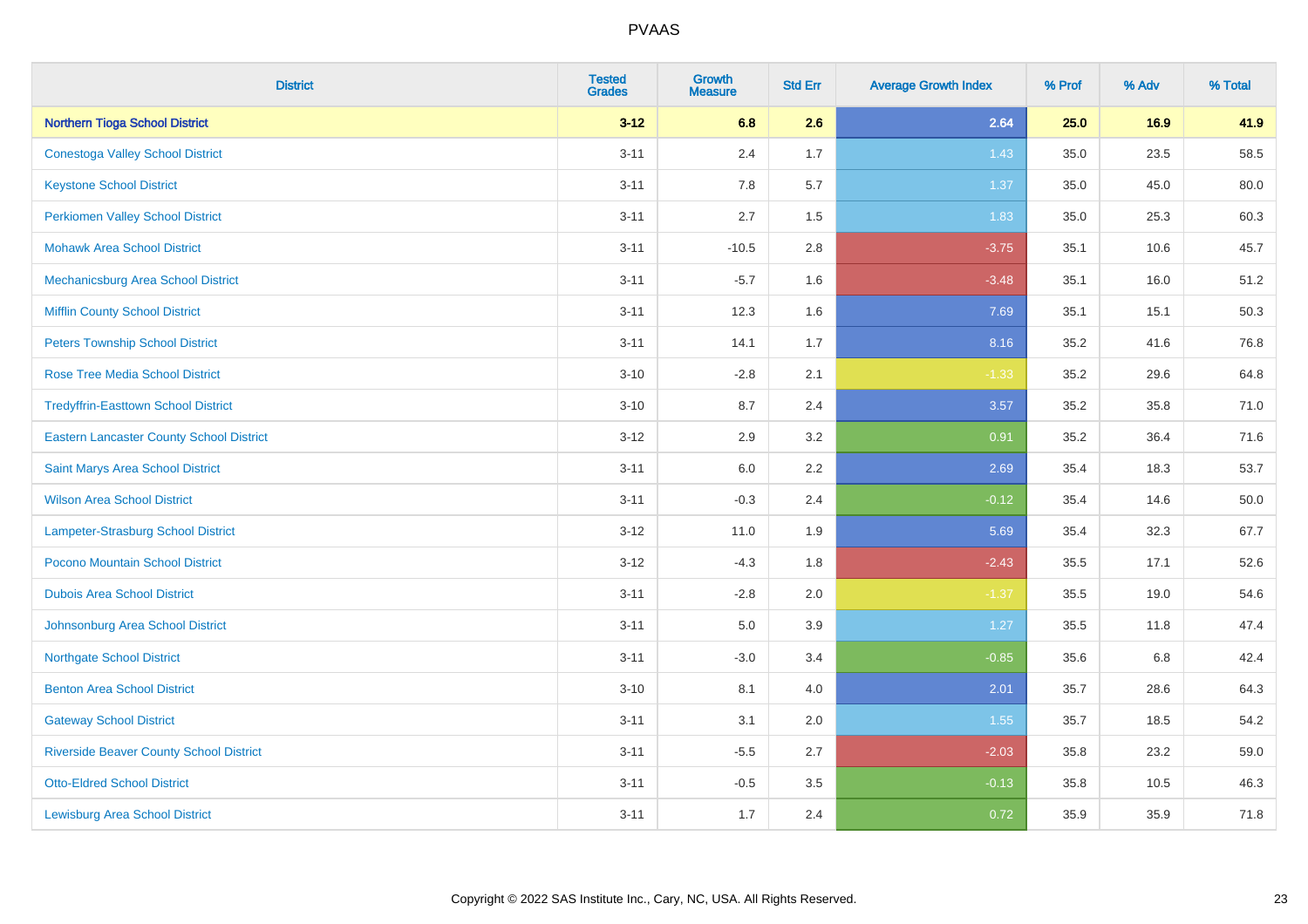PVAAS

| District | Tested Grades | Growth Measure | Std Err | Average Growth Index | % Prof | % Adv | % Total |
|---|---|---|---|---|---|---|---|
| **Northern Tioga School District** | **3-12** | **6.8** | **2.6** | **2.64** | **25.0** | **16.9** | **41.9** |
| Conestoga Valley School District | 3-11 | 2.4 | 1.7 | 1.43 | 35.0 | 23.5 | 58.5 |
| Keystone School District | 3-11 | 7.8 | 5.7 | 1.37 | 35.0 | 45.0 | 80.0 |
| Perkiomen Valley School District | 3-11 | 2.7 | 1.5 | 1.83 | 35.0 | 25.3 | 60.3 |
| Mohawk Area School District | 3-11 | -10.5 | 2.8 | -3.75 | 35.1 | 10.6 | 45.7 |
| Mechanicsburg Area School District | 3-11 | -5.7 | 1.6 | -3.48 | 35.1 | 16.0 | 51.2 |
| Mifflin County School District | 3-11 | 12.3 | 1.6 | 7.69 | 35.1 | 15.1 | 50.3 |
| Peters Township School District | 3-11 | 14.1 | 1.7 | 8.16 | 35.2 | 41.6 | 76.8 |
| Rose Tree Media School District | 3-10 | -2.8 | 2.1 | -1.33 | 35.2 | 29.6 | 64.8 |
| Tredyffrin-Easttown School District | 3-10 | 8.7 | 2.4 | 3.57 | 35.2 | 35.8 | 71.0 |
| Eastern Lancaster County School District | 3-12 | 2.9 | 3.2 | 0.91 | 35.2 | 36.4 | 71.6 |
| Saint Marys Area School District | 3-11 | 6.0 | 2.2 | 2.69 | 35.4 | 18.3 | 53.7 |
| Wilson Area School District | 3-11 | -0.3 | 2.4 | -0.12 | 35.4 | 14.6 | 50.0 |
| Lampeter-Strasburg School District | 3-12 | 11.0 | 1.9 | 5.69 | 35.4 | 32.3 | 67.7 |
| Pocono Mountain School District | 3-12 | -4.3 | 1.8 | -2.43 | 35.5 | 17.1 | 52.6 |
| Dubois Area School District | 3-11 | -2.8 | 2.0 | -1.37 | 35.5 | 19.0 | 54.6 |
| Johnsonburg Area School District | 3-11 | 5.0 | 3.9 | 1.27 | 35.5 | 11.8 | 47.4 |
| Northgate School District | 3-11 | -3.0 | 3.4 | -0.85 | 35.6 | 6.8 | 42.4 |
| Benton Area School District | 3-10 | 8.1 | 4.0 | 2.01 | 35.7 | 28.6 | 64.3 |
| Gateway School District | 3-11 | 3.1 | 2.0 | 1.55 | 35.7 | 18.5 | 54.2 |
| Riverside Beaver County School District | 3-11 | -5.5 | 2.7 | -2.03 | 35.8 | 23.2 | 59.0 |
| Otto-Eldred School District | 3-11 | -0.5 | 3.5 | -0.13 | 35.8 | 10.5 | 46.3 |
| Lewisburg Area School District | 3-11 | 1.7 | 2.4 | 0.72 | 35.9 | 35.9 | 71.8 |

Copyright © 2022 SAS Institute Inc., Cary, NC, USA. All Rights Reserved.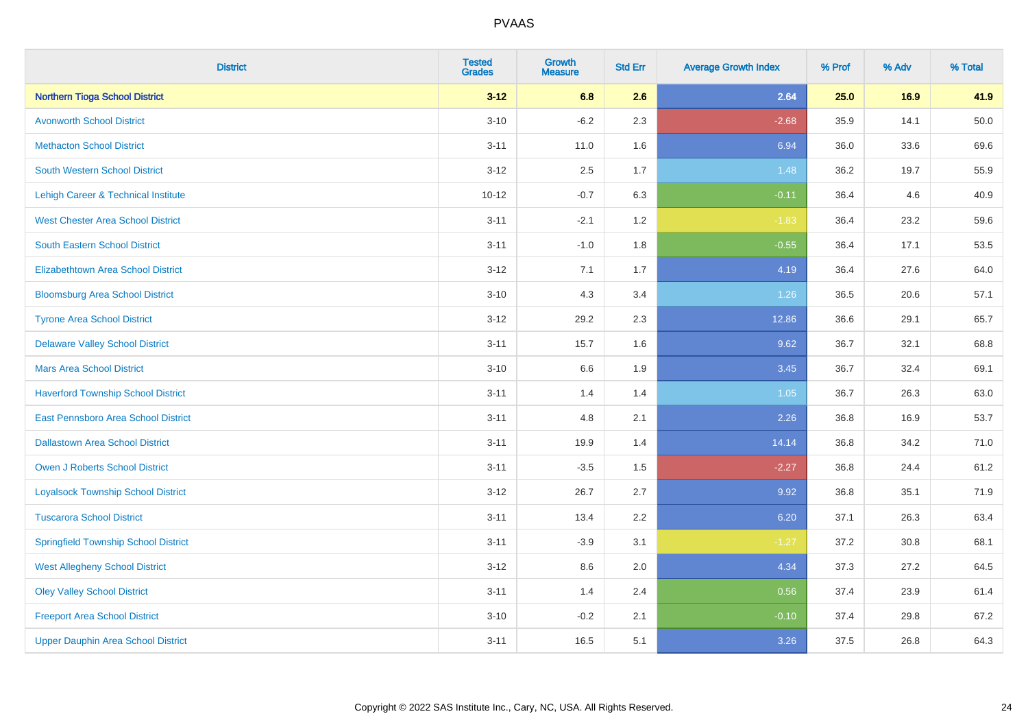# PVAAS

| District | Tested Grades | Growth Measure | Std Err | Average Growth Index | % Prof | % Adv | % Total |
|---|---|---|---|---|---|---|---|
| **Northern Tioga School District** | **3-12** | **6.8** | **2.6** | **2.64** | **25.0** | **16.9** | **41.9** |
| Avonworth School District | 3-10 | -6.2 | 2.3 | -2.68 | 35.9 | 14.1 | 50.0 |
| Methacton School District | 3-11 | 11.0 | 1.6 | 6.94 | 36.0 | 33.6 | 69.6 |
| South Western School District | 3-12 | 2.5 | 1.7 | 1.48 | 36.2 | 19.7 | 55.9 |
| Lehigh Career & Technical Institute | 10-12 | -0.7 | 6.3 | -0.11 | 36.4 | 4.6 | 40.9 |
| West Chester Area School District | 3-11 | -2.1 | 1.2 | -1.83 | 36.4 | 23.2 | 59.6 |
| South Eastern School District | 3-11 | -1.0 | 1.8 | -0.55 | 36.4 | 17.1 | 53.5 |
| Elizabethtown Area School District | 3-12 | 7.1 | 1.7 | 4.19 | 36.4 | 27.6 | 64.0 |
| Bloomsburg Area School District | 3-10 | 4.3 | 3.4 | 1.26 | 36.5 | 20.6 | 57.1 |
| Tyrone Area School District | 3-12 | 29.2 | 2.3 | 12.86 | 36.6 | 29.1 | 65.7 |
| Delaware Valley School District | 3-11 | 15.7 | 1.6 | 9.62 | 36.7 | 32.1 | 68.8 |
| Mars Area School District | 3-10 | 6.6 | 1.9 | 3.45 | 36.7 | 32.4 | 69.1 |
| Haverford Township School District | 3-11 | 1.4 | 1.4 | 1.05 | 36.7 | 26.3 | 63.0 |
| East Pennsboro Area School District | 3-11 | 4.8 | 2.1 | 2.26 | 36.8 | 16.9 | 53.7 |
| Dallastown Area School District | 3-11 | 19.9 | 1.4 | 14.14 | 36.8 | 34.2 | 71.0 |
| Owen J Roberts School District | 3-11 | -3.5 | 1.5 | -2.27 | 36.8 | 24.4 | 61.2 |
| Loyalsock Township School District | 3-12 | 26.7 | 2.7 | 9.92 | 36.8 | 35.1 | 71.9 |
| Tuscarora School District | 3-11 | 13.4 | 2.2 | 6.20 | 37.1 | 26.3 | 63.4 |
| Springfield Township School District | 3-11 | -3.9 | 3.1 | -1.27 | 37.2 | 30.8 | 68.1 |
| West Allegheny School District | 3-12 | 8.6 | 2.0 | 4.34 | 37.3 | 27.2 | 64.5 |
| Oley Valley School District | 3-11 | 1.4 | 2.4 | 0.56 | 37.4 | 23.9 | 61.4 |
| Freeport Area School District | 3-10 | -0.2 | 2.1 | -0.10 | 37.4 | 29.8 | 67.2 |
| Upper Dauphin Area School District | 3-11 | 16.5 | 5.1 | 3.26 | 37.5 | 26.8 | 64.3 |

Copyright © 2022 SAS Institute Inc., Cary, NC, USA. All Rights Reserved.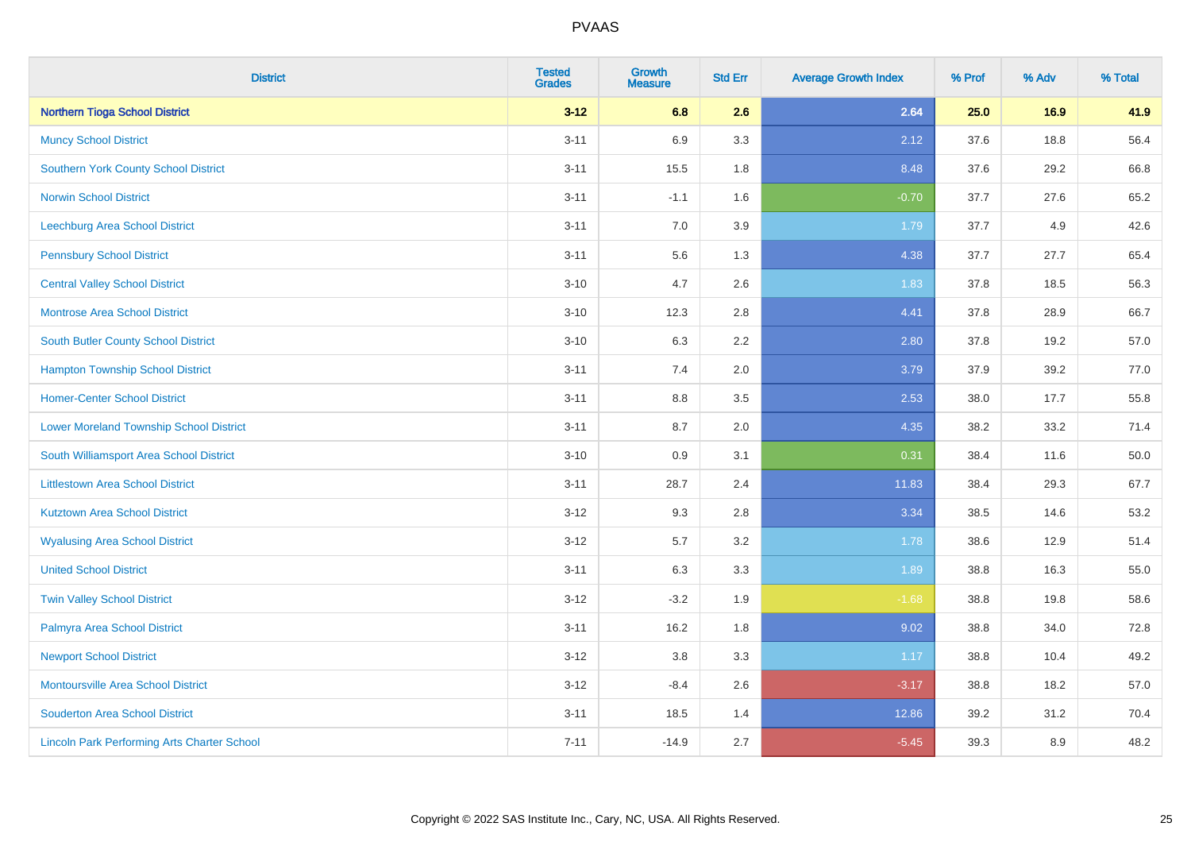# PVAAS

| District | Tested Grades | Growth Measure | Std Err | Average Growth Index | % Prof | % Adv | % Total |
|---|---|---|---|---|---|---|---|
| **Northern Tioga School District** | **3-12** | **6.8** | **2.6** | **2.64** | **25.0** | **16.9** | **41.9** |
| Muncy School District | 3-11 | 6.9 | 3.3 | 2.12 | 37.6 | 18.8 | 56.4 |
| Southern York County School District | 3-11 | 15.5 | 1.8 | 8.48 | 37.6 | 29.2 | 66.8 |
| Norwin School District | 3-11 | -1.1 | 1.6 | -0.70 | 37.7 | 27.6 | 65.2 |
| Leechburg Area School District | 3-11 | 7.0 | 3.9 | 1.79 | 37.7 | 4.9 | 42.6 |
| Pennsbury School District | 3-11 | 5.6 | 1.3 | 4.38 | 37.7 | 27.7 | 65.4 |
| Central Valley School District | 3-10 | 4.7 | 2.6 | 1.83 | 37.8 | 18.5 | 56.3 |
| Montrose Area School District | 3-10 | 12.3 | 2.8 | 4.41 | 37.8 | 28.9 | 66.7 |
| South Butler County School District | 3-10 | 6.3 | 2.2 | 2.80 | 37.8 | 19.2 | 57.0 |
| Hampton Township School District | 3-11 | 7.4 | 2.0 | 3.79 | 37.9 | 39.2 | 77.0 |
| Homer-Center School District | 3-11 | 8.8 | 3.5 | 2.53 | 38.0 | 17.7 | 55.8 |
| Lower Moreland Township School District | 3-11 | 8.7 | 2.0 | 4.35 | 38.2 | 33.2 | 71.4 |
| South Williamsport Area School District | 3-10 | 0.9 | 3.1 | 0.31 | 38.4 | 11.6 | 50.0 |
| Littlestown Area School District | 3-11 | 28.7 | 2.4 | 11.83 | 38.4 | 29.3 | 67.7 |
| Kutztown Area School District | 3-12 | 9.3 | 2.8 | 3.34 | 38.5 | 14.6 | 53.2 |
| Wyalusing Area School District | 3-12 | 5.7 | 3.2 | 1.78 | 38.6 | 12.9 | 51.4 |
| United School District | 3-11 | 6.3 | 3.3 | 1.89 | 38.8 | 16.3 | 55.0 |
| Twin Valley School District | 3-12 | -3.2 | 1.9 | -1.68 | 38.8 | 19.8 | 58.6 |
| Palmyra Area School District | 3-11 | 16.2 | 1.8 | 9.02 | 38.8 | 34.0 | 72.8 |
| Newport School District | 3-12 | 3.8 | 3.3 | 1.17 | 38.8 | 10.4 | 49.2 |
| Montoursville Area School District | 3-12 | -8.4 | 2.6 | -3.17 | 38.8 | 18.2 | 57.0 |
| Souderton Area School District | 3-11 | 18.5 | 1.4 | 12.86 | 39.2 | 31.2 | 70.4 |
| Lincoln Park Performing Arts Charter School | 7-11 | -14.9 | 2.7 | -5.45 | 39.3 | 8.9 | 48.2 |

Copyright © 2022 SAS Institute Inc., Cary, NC, USA. All Rights Reserved.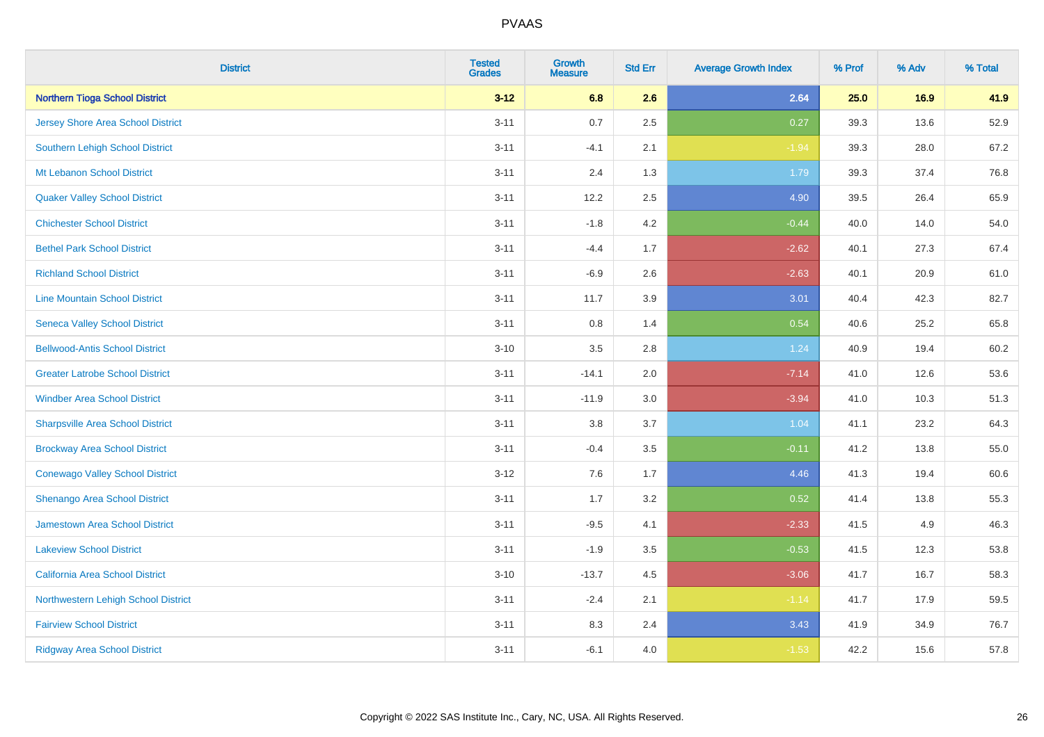# PVAAS

| District | Tested Grades | Growth Measure | Std Err | Average Growth Index | % Prof | % Adv | % Total |
|---|---|---|---|---|---|---|---|
| **Northern Tioga School District** | **3-12** | **6.8** | **2.6** | **2.64** | **25.0** | **16.9** | **41.9** |
| Jersey Shore Area School District | 3-11 | 0.7 | 2.5 | 0.27 | 39.3 | 13.6 | 52.9 |
| Southern Lehigh School District | 3-11 | -4.1 | 2.1 | -1.94 | 39.3 | 28.0 | 67.2 |
| Mt Lebanon School District | 3-11 | 2.4 | 1.3 | 1.79 | 39.3 | 37.4 | 76.8 |
| Quaker Valley School District | 3-11 | 12.2 | 2.5 | 4.90 | 39.5 | 26.4 | 65.9 |
| Chichester School District | 3-11 | -1.8 | 4.2 | -0.44 | 40.0 | 14.0 | 54.0 |
| Bethel Park School District | 3-11 | -4.4 | 1.7 | -2.62 | 40.1 | 27.3 | 67.4 |
| Richland School District | 3-11 | -6.9 | 2.6 | -2.63 | 40.1 | 20.9 | 61.0 |
| Line Mountain School District | 3-11 | 11.7 | 3.9 | 3.01 | 40.4 | 42.3 | 82.7 |
| Seneca Valley School District | 3-11 | 0.8 | 1.4 | 0.54 | 40.6 | 25.2 | 65.8 |
| Bellwood-Antis School District | 3-10 | 3.5 | 2.8 | 1.24 | 40.9 | 19.4 | 60.2 |
| Greater Latrobe School District | 3-11 | -14.1 | 2.0 | -7.14 | 41.0 | 12.6 | 53.6 |
| Windber Area School District | 3-11 | -11.9 | 3.0 | -3.94 | 41.0 | 10.3 | 51.3 |
| Sharpsville Area School District | 3-11 | 3.8 | 3.7 | 1.04 | 41.1 | 23.2 | 64.3 |
| Brockway Area School District | 3-11 | -0.4 | 3.5 | -0.11 | 41.2 | 13.8 | 55.0 |
| Conewago Valley School District | 3-12 | 7.6 | 1.7 | 4.46 | 41.3 | 19.4 | 60.6 |
| Shenango Area School District | 3-11 | 1.7 | 3.2 | 0.52 | 41.4 | 13.8 | 55.3 |
| Jamestown Area School District | 3-11 | -9.5 | 4.1 | -2.33 | 41.5 | 4.9 | 46.3 |
| Lakeview School District | 3-11 | -1.9 | 3.5 | -0.53 | 41.5 | 12.3 | 53.8 |
| California Area School District | 3-10 | -13.7 | 4.5 | -3.06 | 41.7 | 16.7 | 58.3 |
| Northwestern Lehigh School District | 3-11 | -2.4 | 2.1 | -1.14 | 41.7 | 17.9 | 59.5 |
| Fairview School District | 3-11 | 8.3 | 2.4 | 3.43 | 41.9 | 34.9 | 76.7 |
| Ridgway Area School District | 3-11 | -6.1 | 4.0 | -1.53 | 42.2 | 15.6 | 57.8 |

Copyright © 2022 SAS Institute Inc., Cary, NC, USA. All Rights Reserved.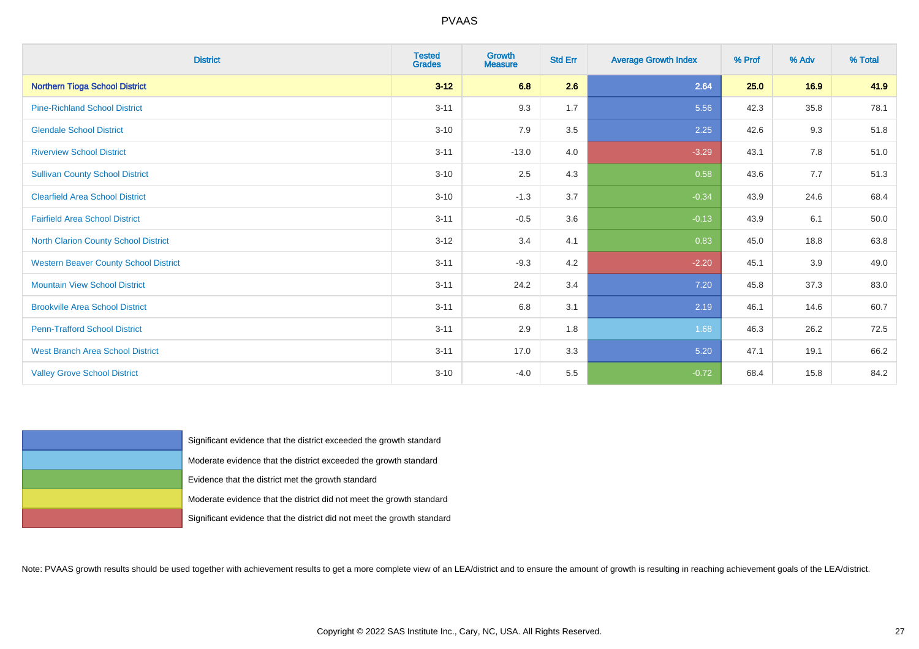# PVAAS

| District | Tested Grades | Growth Measure | Std Err | Average Growth Index | % Prof | % Adv | % Total |
|---|---|---|---|---|---|---|---|
| **Northern Tioga School District** | **3-12** | **6.8** | **2.6** | **2.64** | **25.0** | **16.9** | **41.9** |
| Pine-Richland School District | 3-11 | 9.3 | 1.7 | 5.56 | 42.3 | 35.8 | 78.1 |
| Glendale School District | 3-10 | 7.9 | 3.5 | 2.25 | 42.6 | 9.3 | 51.8 |
| Riverview School District | 3-11 | -13.0 | 4.0 | -3.29 | 43.1 | 7.8 | 51.0 |
| Sullivan County School District | 3-10 | 2.5 | 4.3 | 0.58 | 43.6 | 7.7 | 51.3 |
| Clearfield Area School District | 3-10 | -1.3 | 3.7 | -0.34 | 43.9 | 24.6 | 68.4 |
| Fairfield Area School District | 3-11 | -0.5 | 3.6 | -0.13 | 43.9 | 6.1 | 50.0 |
| North Clarion County School District | 3-12 | 3.4 | 4.1 | 0.83 | 45.0 | 18.8 | 63.8 |
| Western Beaver County School District | 3-11 | -9.3 | 4.2 | -2.20 | 45.1 | 3.9 | 49.0 |
| Mountain View School District | 3-11 | 24.2 | 3.4 | 7.20 | 45.8 | 37.3 | 83.0 |
| Brookville Area School District | 3-11 | 6.8 | 3.1 | 2.19 | 46.1 | 14.6 | 60.7 |
| Penn-Trafford School District | 3-11 | 2.9 | 1.8 | 1.68 | 46.3 | 26.2 | 72.5 |
| West Branch Area School District | 3-11 | 17.0 | 3.3 | 5.20 | 47.1 | 19.1 | 66.2 |
| Valley Grove School District | 3-10 | -4.0 | 5.5 | -0.72 | 68.4 | 15.8 | 84.2 |

- Significant evidence that the district exceeded the growth standard
- Moderate evidence that the district exceeded the growth standard
- Evidence that the district met the growth standard
- Moderate evidence that the district did not meet the growth standard
- Significant evidence that the district did not meet the growth standard

Note: PVAAS growth results should be used together with achievement results to get a more complete view of an LEA/district and to ensure the amount of growth is resulting in reaching achievement goals of the LEA/district.

Copyright © 2022 SAS Institute Inc., Cary, NC, USA. All Rights Reserved.